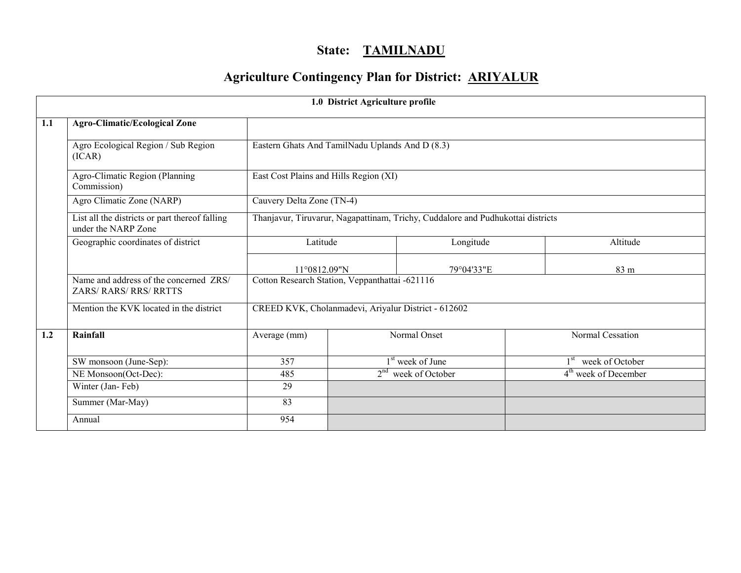# State: TAMILNADU

## Agriculture Contingency Plan for District: ARIYALUR

| 1.0 District Agriculture profile | | | | |
|---|---|---|---|---|
| **1.1** | **Agro-Climatic/Ecological Zone** | | | |
| | Agro Ecological Region / Sub Region (ICAR) | Eastern Ghats And TamilNadu Uplands And D (8.3) | | |
| | Agro-Climatic Region (Planning Commission) | East Cost Plains and Hills Region (XI) | | |
| | Agro Climatic Zone (NARP) | Cauvery Delta Zone (TN-4) | | |
| | List all the districts or part thereof falling under the NARP Zone | Thanjavur, Tiruvarur, Nagapattinam, Trichy, Cuddalore and Pudhukottai districts | | |
| | Geographic coordinates of district | Latitude | Longitude | Altitude |
| | | 11°0812.09"N | 79°04'33"E | 83 m |
| | Name and address of the concerned ZRS/ ZARS/ RARS/ RRS/ RRTTS | Cotton Research Station, Veppanthattai -621116 | | |
| | Mention the KVK located in the district | CREED KVK, Cholanmadevi, Ariyalur District - 612602 | | |

| | | | | |
|---|---|---|---|---|
| **1.2** | **Rainfall** | Average (mm) | Normal Onset | Normal Cessation |
| | SW monsoon (June-Sep): | 357 | 1st week of June | 1st week of October |
| | NE Monsoon(Oct-Dec): | 485 | 2nd week of October | 4th week of December |
| | Winter (Jan- Feb) | 29 | | |
| | Summer (Mar-May) | 83 | | |
| | Annual | 954 | | |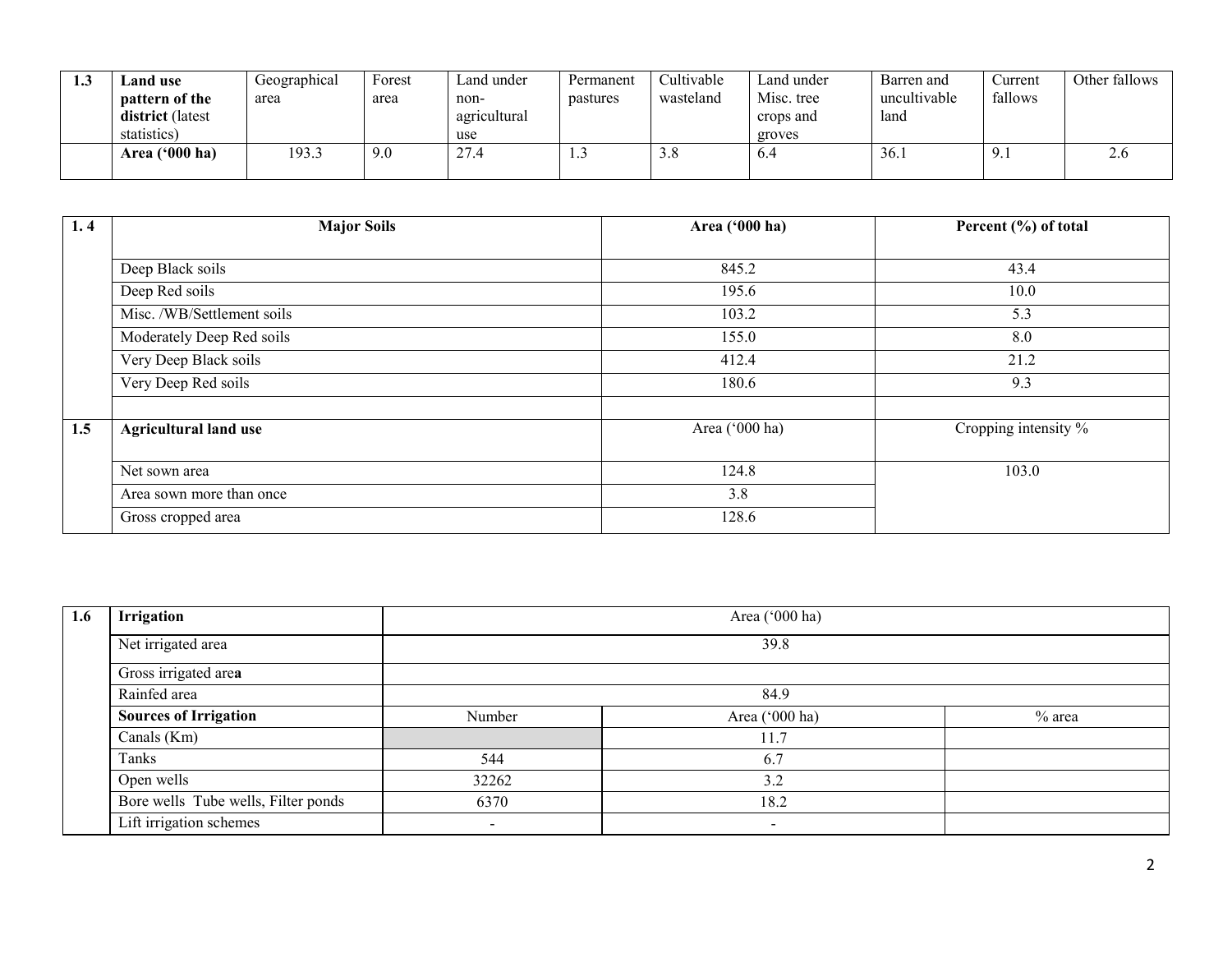| 1.3 | **Land use pattern of the district** (latest statistics) | Geographical area | Forest area | Land under non-agricultural use | Permanent pastures | Cultivable wasteland | Land under Misc. tree crops and groves | Barren and uncultivable land | Current fallows | Other fallows |
|---|---|---|---|---|---|---|---|---|---|---|
| | **Area ('000 ha)** | 193.3 | 9.0 | 27.4 | 1.3 | 3.8 | 6.4 | 36.1 | 9.1 | 2.6 |

| 1. 4 | **Major Soils** | **Area ('000 ha)** | **Percent (%) of total** |
|---|---|---|---|
| | Deep Black soils | 845.2 | 43.4 |
| | Deep Red soils | 195.6 | 10.0 |
| | Misc. /WB/Settlement soils | 103.2 | 5.3 |
| | Moderately Deep Red soils | 155.0 | 8.0 |
| | Very Deep Black soils | 412.4 | 21.2 |
| | Very Deep Red soils | 180.6 | 9.3 |
| | | | |
| **1.5** | **Agricultural land use** | Area ('000 ha) | Cropping intensity % |
| | Net sown area | 124.8 | 103.0 |
| | Area sown more than once | 3.8 | |
| | Gross cropped area | 128.6 | |

| 1.6 | **Irrigation** | Area ('000 ha) | | |
|---|---|---|---|---|
| | Net irrigated area | 39.8 | | |
| | Gross irrigated are**a** | | | |
| | Rainfed area | 84.9 | | |
| | **Sources of Irrigation** | Number | Area ('000 ha) | % area |
| | Canals (Km) | | 11.7 | |
| | Tanks | 544 | 6.7 | |
| | Open wells | 32262 | 3.2 | |
| | Bore wells Tube wells, Filter ponds | 6370 | 18.2 | |
| | Lift irrigation schemes | - | - | |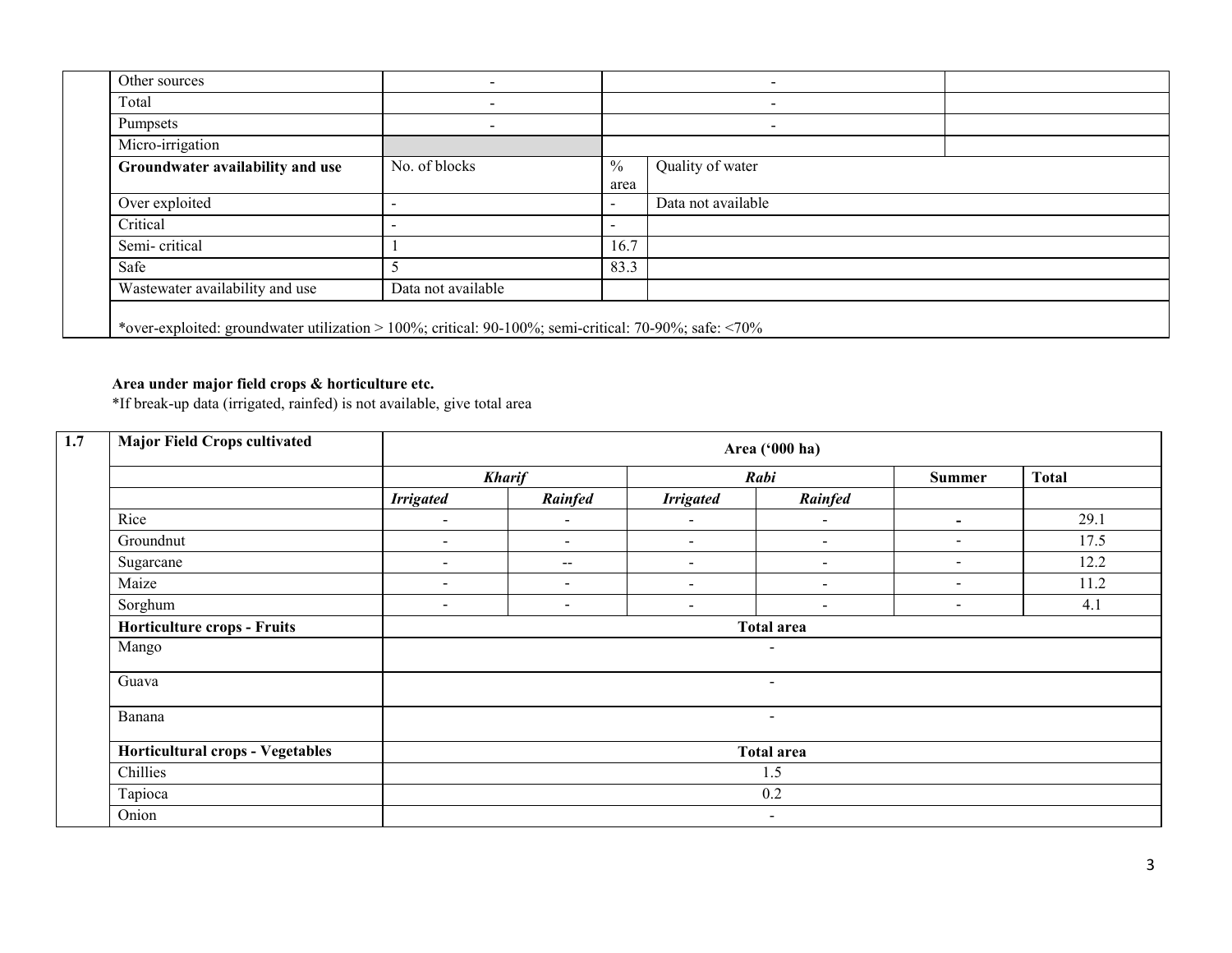| | | | | |
|---|---|---|---|---|
| | Other sources | - | - | |
| | Total | - | - | |
| | Pumpsets | - | - | |
| | Micro-irrigation | | | |

| | **Groundwater availability and use** | No. of blocks | % area | Quality of water |
|---|---|---|---|---|
| | Over exploited | - | - | Data not available |
| | Critical | - | - | |
| | Semi- critical | 1 | 16.7 | |
| | Safe | 5 | 83.3 | |
| | Wastewater availability and use | Data not available | | |
| | *over-exploited: groundwater utilization > 100%; critical: 90-100%; semi-critical: 70-90%; safe: <70% | | | |

**Area under major field crops & horticulture etc.**

*If break-up data (irrigated, rainfed) is not available, give total area

| 1.7 | **Major Field Crops cultivated** | **Area ('000 ha)** | | | | | |
|---|---|---|---|---|---|---|---|
| | | ***Kharif*** | | ***Rabi*** | | **Summer** | **Total** |
| | | ***Irrigated*** | ***Rainfed*** | ***Irrigated*** | ***Rainfed*** | | |
| | Rice | - | - | - | - | - | 29.1 |
| | Groundnut | - | - | - | - | - | 17.5 |
| | Sugarcane | - | -- | - | - | - | 12.2 |
| | Maize | - | - | - | - | - | 11.2 |
| | Sorghum | - | - | - | - | - | 4.1 |
| | **Horticulture crops - Fruits** | **Total area** | | | | | |
| | Mango | - | | | | | |
| | Guava | - | | | | | |
| | Banana | - | | | | | |
| | **Horticultural crops - Vegetables** | **Total area** | | | | | |
| | Chillies | 1.5 | | | | | |
| | Tapioca | 0.2 | | | | | |
| | Onion | - | | | | | |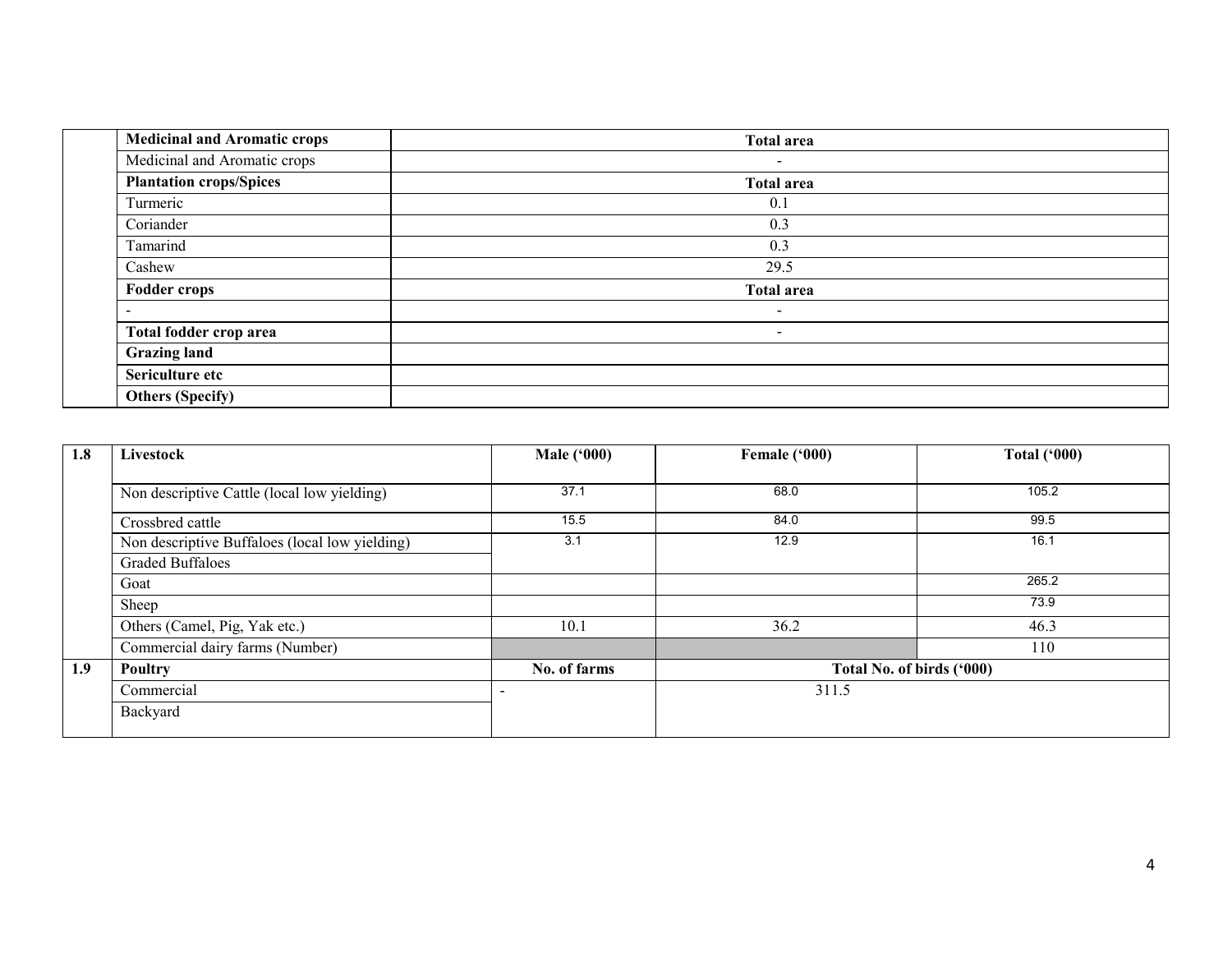| | Medicinal and Aromatic crops | Total area |
|---|---|---|
| | Medicinal and Aromatic crops | - |
| | **Plantation crops/Spices** | **Total area** |
| | Turmeric | 0.1 |
| | Coriander | 0.3 |
| | Tamarind | 0.3 |
| | Cashew | 29.5 |
| | **Fodder crops** | **Total area** |
| | - | - |
| | **Total fodder crop area** | - |
| | **Grazing land** | |
| | **Sericulture etc** | |
| | **Others (Specify)** | |

| 1.8 | Livestock | Male ('000) | Female ('000) | Total ('000) |
|---|---|---|---|---|
| | Non descriptive Cattle (local low yielding) | 37.1 | 68.0 | 105.2 |
| | Crossbred cattle | 15.5 | 84.0 | 99.5 |
| | Non descriptive Buffaloes (local low yielding) | 3.1 | 12.9 | 16.1 |
| | Graded Buffaloes | | | |
| | Goat | | | 265.2 |
| | Sheep | | | 73.9 |
| | Others (Camel, Pig, Yak etc.) | 10.1 | 36.2 | 46.3 |
| | Commercial dairy farms (Number) | | | 110 |
| **1.9** | **Poultry** | **No. of farms** | **Total No. of birds ('000)** | |
| | Commercial | - | 311.5 | |
| | Backyard | | | |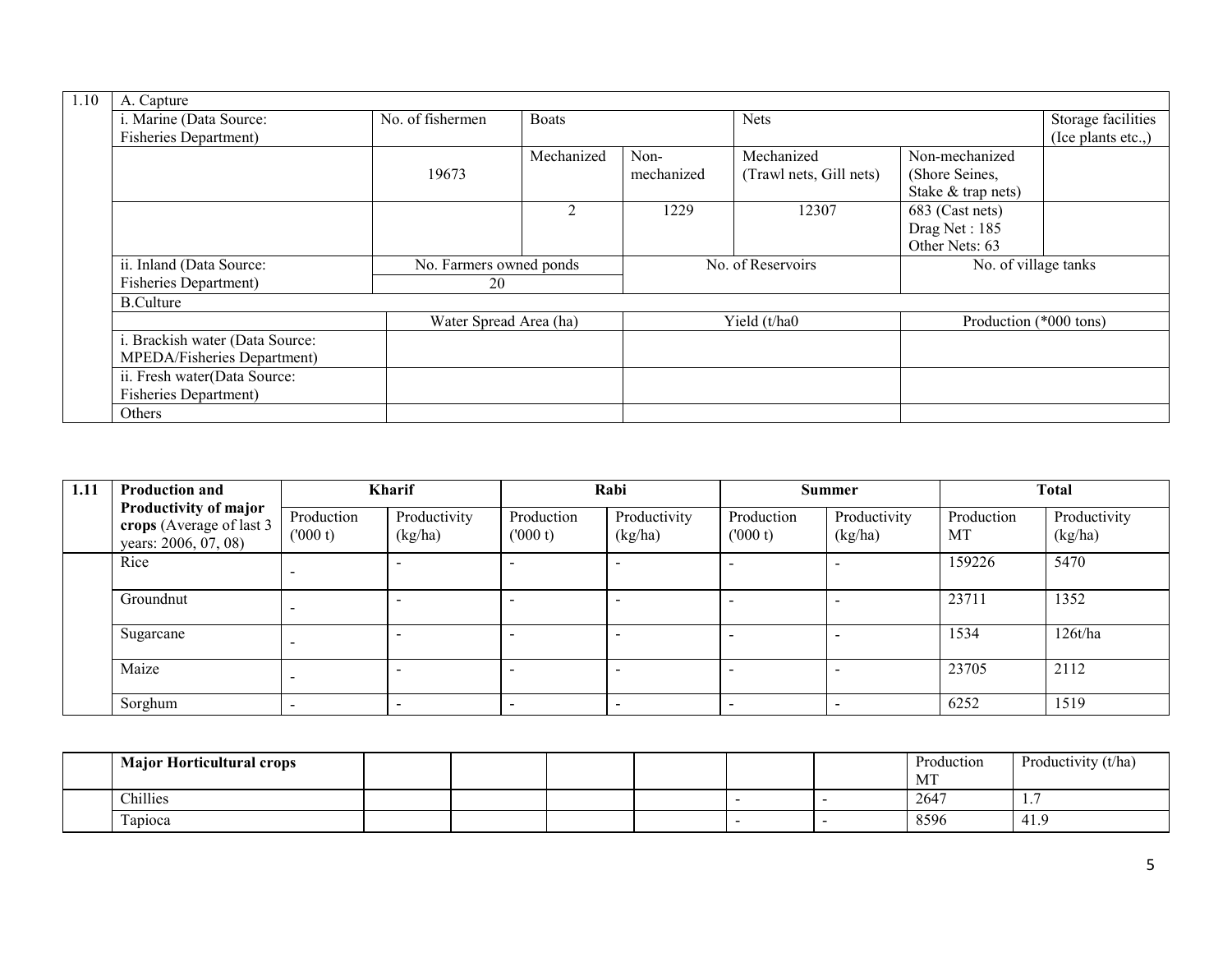| 1.10 | A. Capture | | | | | | |
|---|---|---|---|---|---|---|---|
| | i. Marine (Data Source: Fisheries Department) | No. of fishermen | Boats | | Nets | | Storage facilities (Ice plants etc.,) |
| | | 19673 | Mechanized | Non-mechanized | Mechanized (Trawl nets, Gill nets) | Non-mechanized (Shore Seines, Stake & trap nets) | |
| | | | 2 | 1229 | 12307 | 683 (Cast nets) Drag Net : 185 Other Nets: 63 | |
| | ii. Inland (Data Source: Fisheries Department) | No. Farmers owned ponds | | No. of Reservoirs | | No. of village tanks | |
| | | 20 | | | | | |
| | B.Culture | | | | | | |
| | | Water Spread Area (ha) | | Yield (t/ha0 | | Production (*000 tons) | |
| | i. Brackish water (Data Source: MPEDA/Fisheries Department) | | | | | | |
| | ii. Fresh water(Data Source: Fisheries Department) | | | | | | |
| | Others | | | | | | |

| 1.11 | **Production and Productivity of major crops** (Average of last 3 years: 2006, 07, 08) | **Kharif** | | **Rabi** | | **Summer** | | **Total** | |
|---|---|---|---|---|---|---|---|---|---|
| | | Production ('000 t) | Productivity (kg/ha) | Production ('000 t) | Productivity (kg/ha) | Production ('000 t) | Productivity (kg/ha) | Production MT | Productivity (kg/ha) |
| | Rice | - | - | - | - | - | - | 159226 | 5470 |
| | Groundnut | - | - | - | - | - | - | 23711 | 1352 |
| | Sugarcane | - | - | - | - | - | - | 1534 | 126t/ha |
| | Maize | - | - | - | - | - | - | 23705 | 2112 |
| | Sorghum | - | - | - | - | - | - | 6252 | 1519 |

| | **Major Horticultural crops** | | | | | | | Production MT | Productivity (t/ha) |
|---|---|---|---|---|---|---|---|---|---|
| | Chillies | | | | | - | - | 2647 | 1.7 |
| | Tapioca | | | | | - | - | 8596 | 41.9 |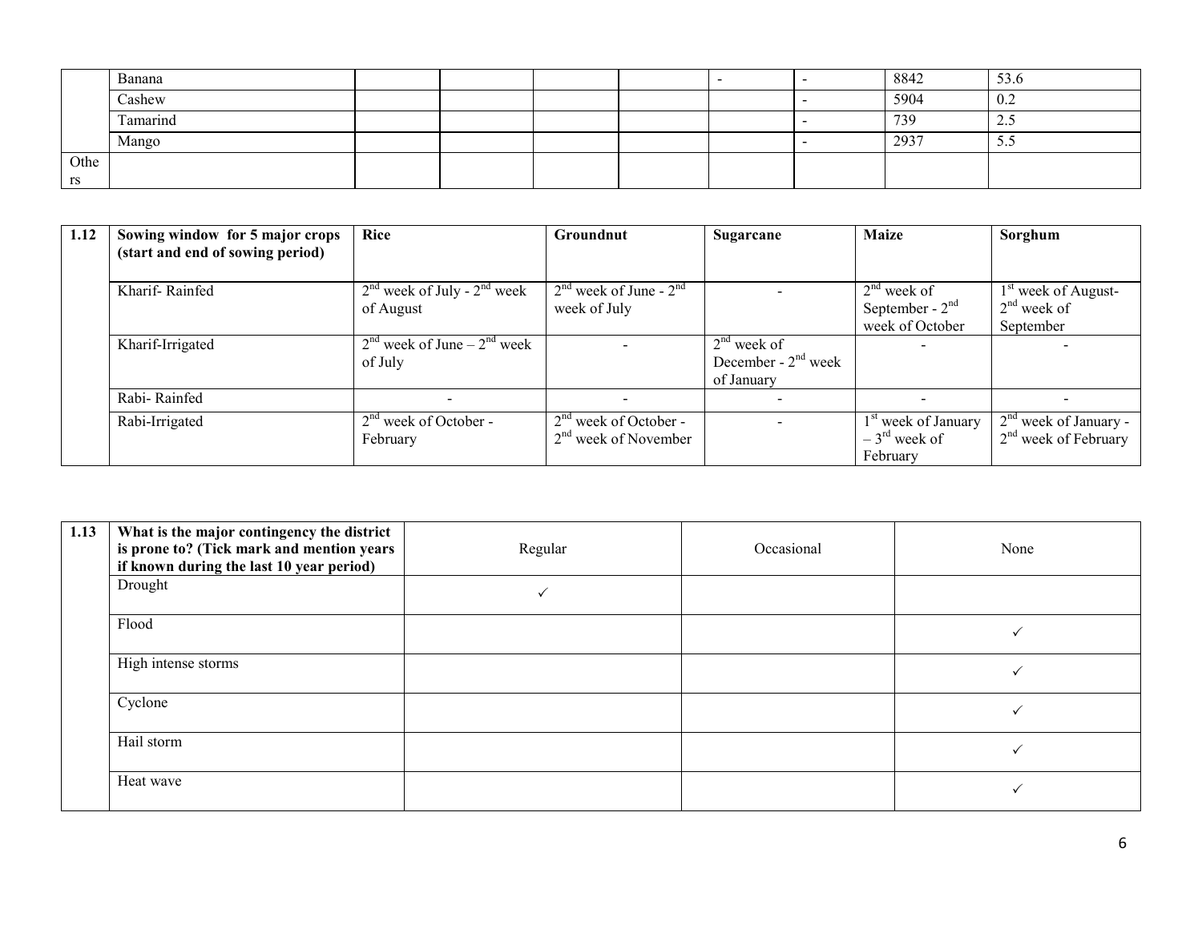|  | Banana |  |  |  |  | - | - | 8842 | 53.6 |
|---|---|---|---|---|---|---|---|---|---|
|  | Cashew |  |  |  |  |  | - | 5904 | 0.2 |
|  | Tamarind |  |  |  |  |  | - | 739 | 2.5 |
|  | Mango |  |  |  |  |  | - | 2937 | 5.5 |
| Others |  |  |  |  |  |  |  |  |  |

| 1.12 | Sowing window for 5 major crops (start and end of sowing period) | Rice | Groundnut | Sugarcane | Maize | Sorghum |
|---|---|---|---|---|---|---|
|  | Kharif- Rainfed | 2nd week of July - 2nd week of August | 2nd week of June - 2nd week of July | - | 2nd week of September - 2nd week of October | 1st week of August- 2nd week of September |
|  | Kharif-Irrigated | 2nd week of June – 2nd week of July | - | 2nd week of December - 2nd week of January | - | - |
|  | Rabi- Rainfed | - | - | - | - | - |
|  | Rabi-Irrigated | 2nd week of October - February | 2nd week of October - 2nd week of November | - | 1st week of January – 3rd week of February | 2nd week of January - 2nd week of February |

| 1.13 | What is the major contingency the district is prone to? (Tick mark and mention years if known during the last 10 year period) | Regular | Occasional | None |
|---|---|---|---|---|
|  | Drought | ✓ |  |  |
|  | Flood |  |  | ✓ |
|  | High intense storms |  |  | ✓ |
|  | Cyclone |  |  | ✓ |
|  | Hail storm |  |  | ✓ |
|  | Heat wave |  |  | ✓ |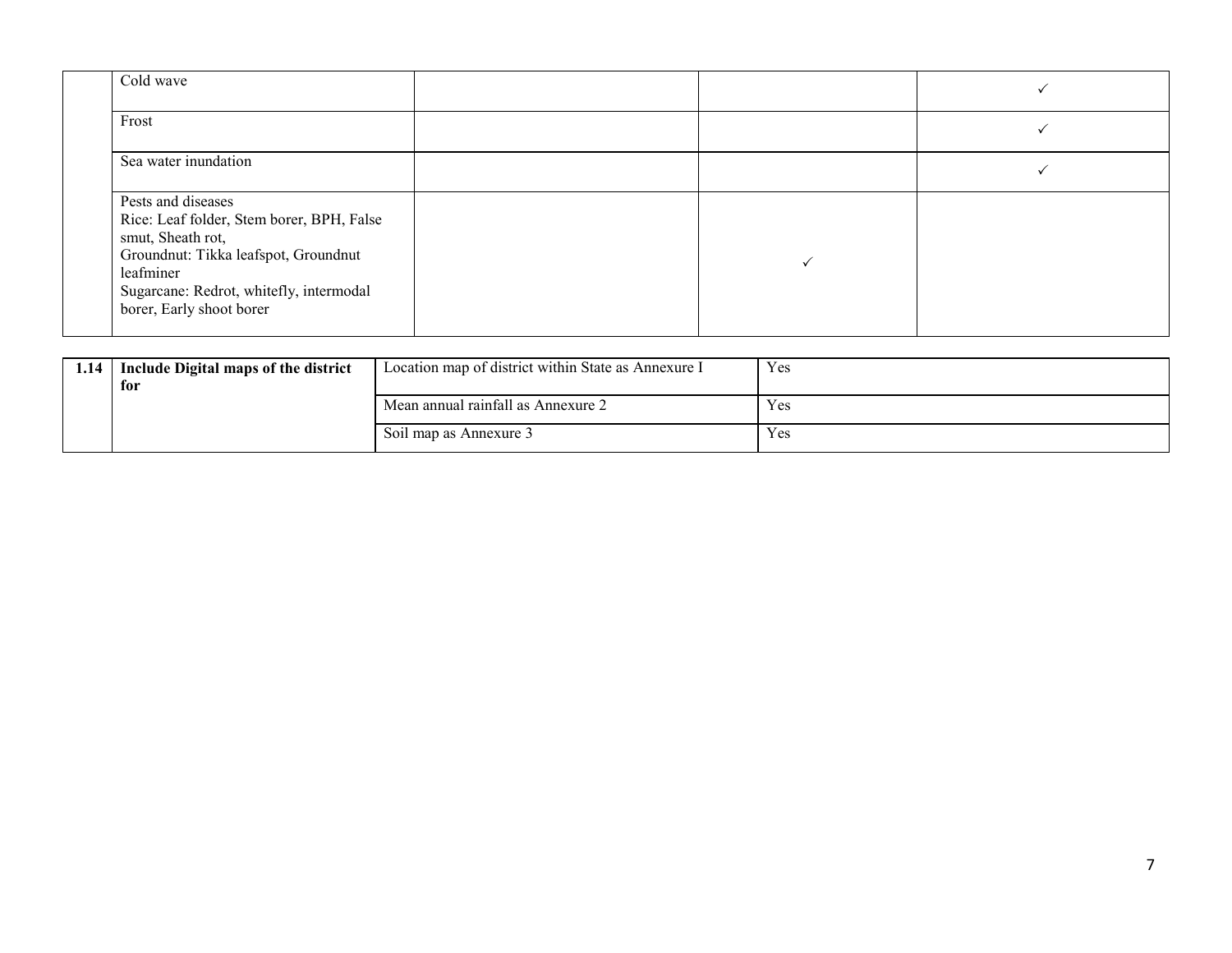| | | | | |
|---|---|---|---|---|
| | Cold wave | | | ✓ |
| | Frost | | | ✓ |
| | Sea water inundation | | | ✓ |
| | Pests and diseases<br>Rice: Leaf folder, Stem borer, BPH, False smut, Sheath rot,<br>Groundnut: Tikka leafspot, Groundnut leafminer<br>Sugarcane: Redrot, whitefly, intermodal borer, Early shoot borer | | ✓ | |

| | | | |
|---|---|---|---|
| **1.14** | **Include Digital maps of the district for** | Location map of district within State as Annexure I | Yes |
| | | Mean annual rainfall as Annexure 2 | Yes |
| | | Soil map as Annexure 3 | Yes |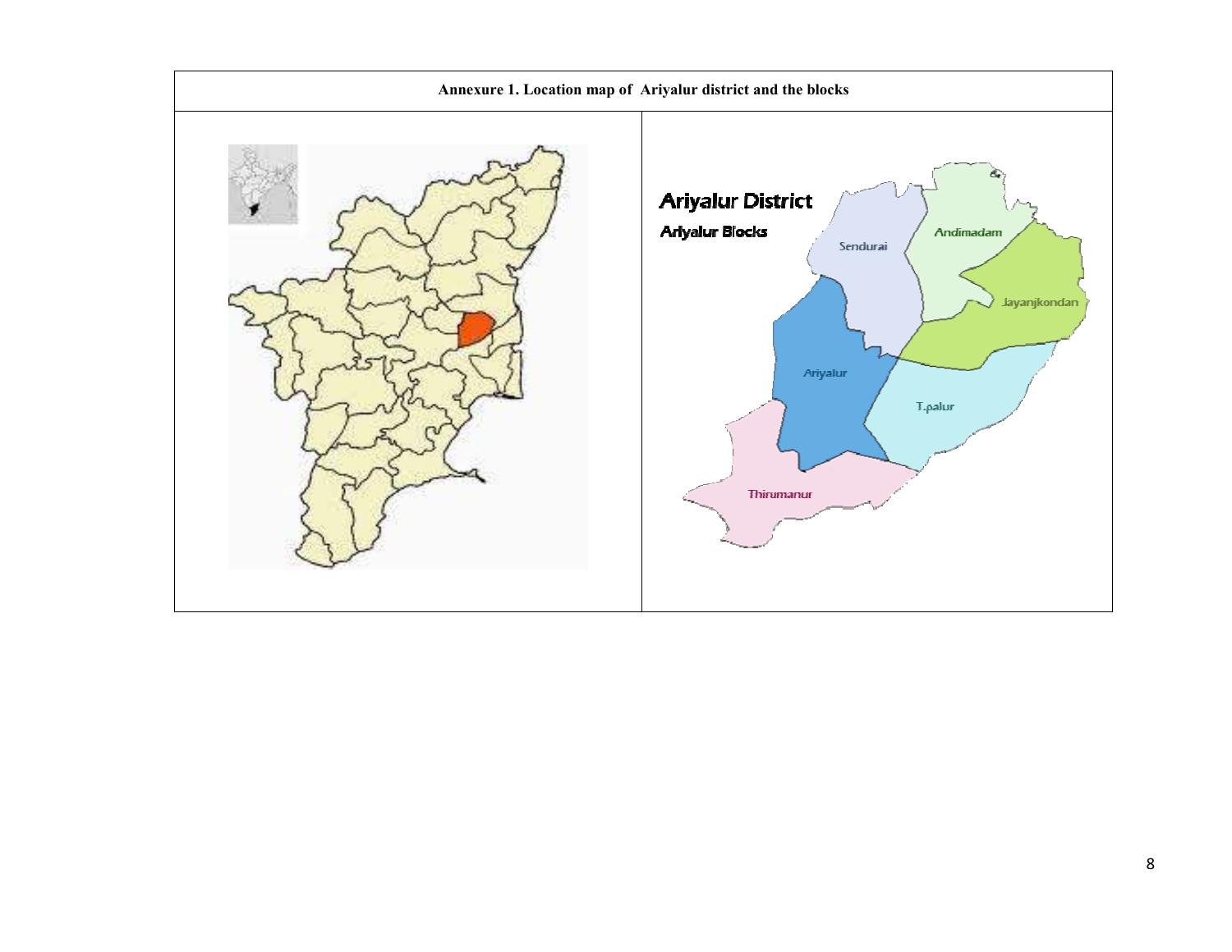**Annexure 1. Location map of Ariyalur district and the blocks**

| | |
|---|---|
| | Ariyalur District<br>Ariyalur Blocks<br>Sendurai<br>Andimadam<br>Jayanjkondan<br>Ariyalur<br>T.palur<br>Thirumanur |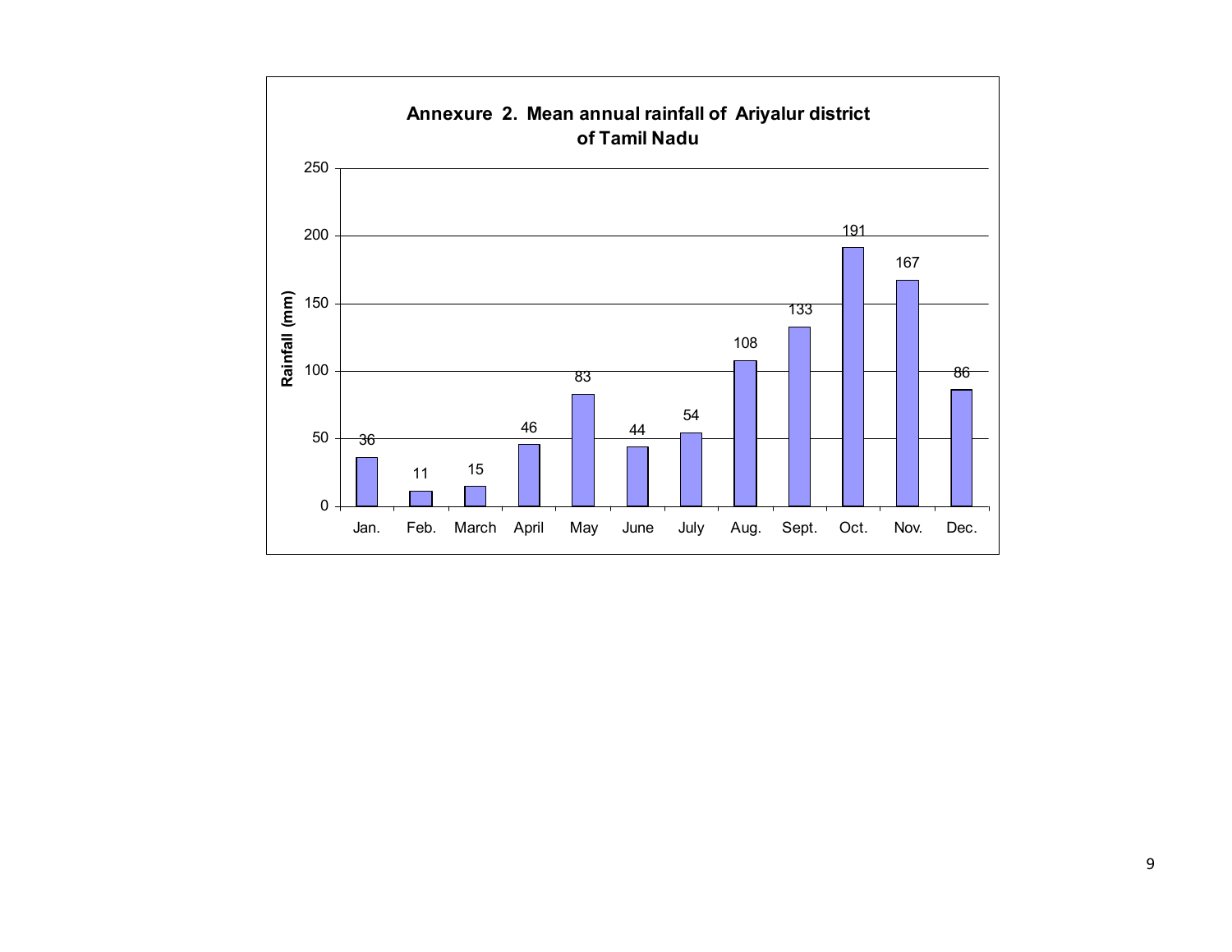**Annexure 2. Mean annual rainfall of Ariyalur district of Tamil Nadu**

| Month | Rainfall (mm) |
| --- | --- |
| Jan. | 36 |
| Feb. | 11 |
| March | 15 |
| April | 46 |
| May | 83 |
| June | 44 |
| July | 54 |
| Aug. | 108 |
| Sept. | 133 |
| Oct. | 191 |
| Nov. | 167 |
| Dec. | 86 |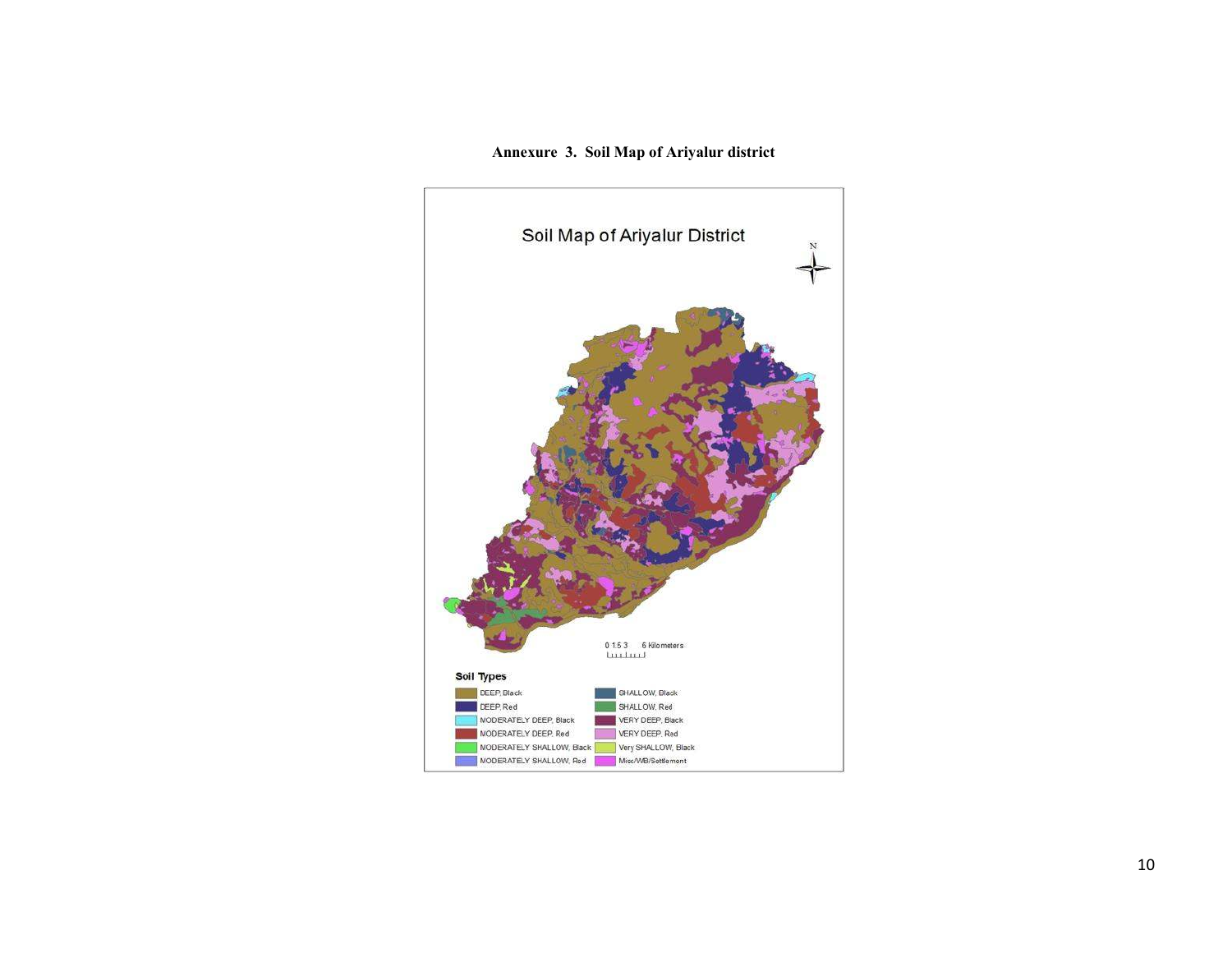**Annexure 3. Soil Map of Ariyalur district**

Soil Map of Ariyalur District

N

0 1.5 3 6 Kilometers

**Soil Types**

- DEEP, Black
- DEEP, Red
- MODERATELY DEEP, Black
- MODERATELY DEEP, Red
- MODERATELY SHALLOW, Black
- MODERATELY SHALLOW, Red
- SHALLOW, Black
- SHALLOW, Red
- VERY DEEP, Black
- VERY DEEP, Red
- Very SHALLOW, Black
- Misc/WB/Settlement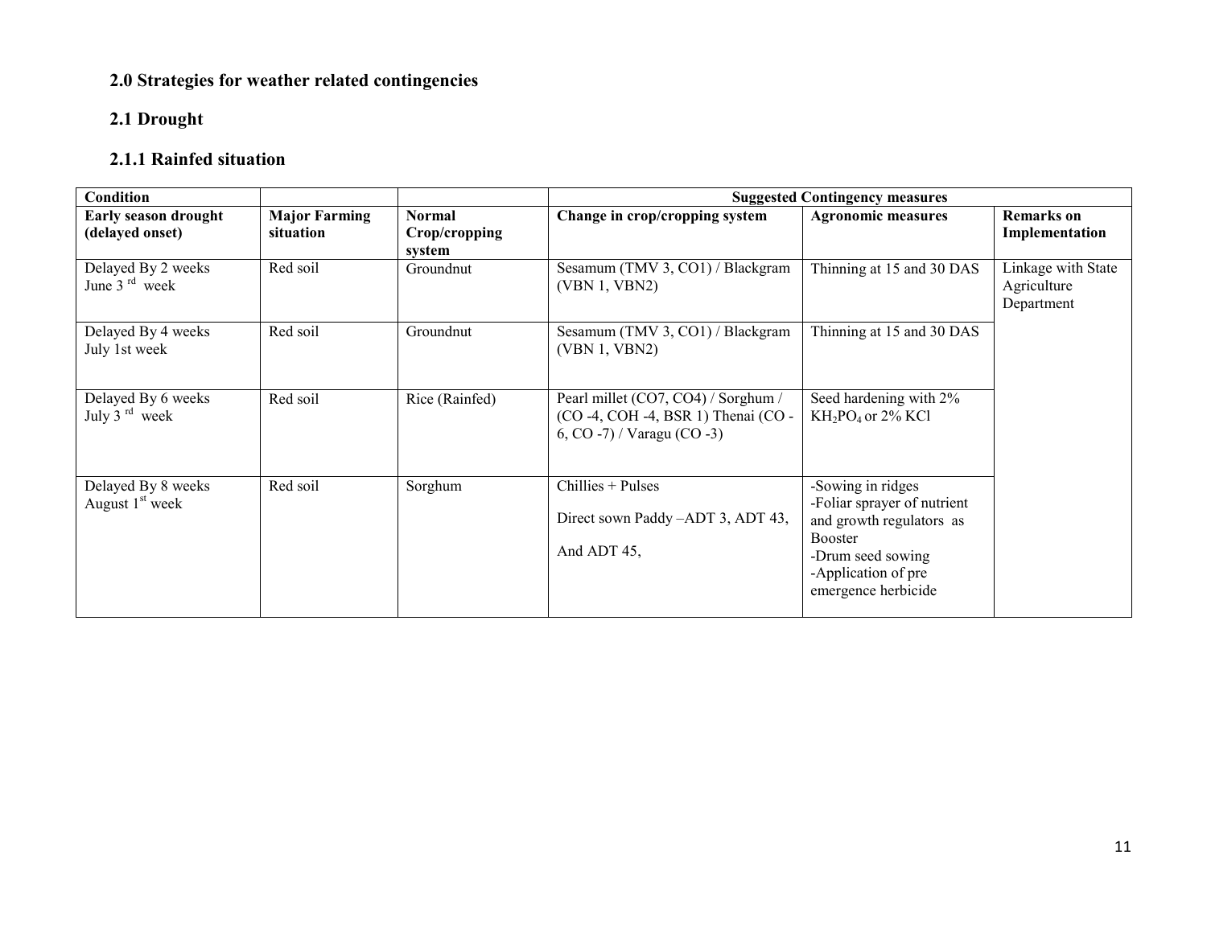## 2.0 Strategies for weather related contingencies

### 2.1 Drought

#### 2.1.1 Rainfed situation

| Condition | | | Suggested Contingency measures | | |
|---|---|---|---|---|---|
| **Early season drought (delayed onset)** | **Major Farming situation** | **Normal Crop/cropping system** | **Change in crop/cropping system** | **Agronomic measures** | **Remarks on Implementation** |
| Delayed By 2 weeks June 3 rd week | Red soil | Groundnut | Sesamum (TMV 3, CO1) / Blackgram (VBN 1, VBN2) | Thinning at 15 and 30 DAS | Linkage with State Agriculture Department |
| Delayed By 4 weeks July 1st week | Red soil | Groundnut | Sesamum (TMV 3, CO1) / Blackgram (VBN 1, VBN2) | Thinning at 15 and 30 DAS | |
| Delayed By 6 weeks July 3 rd week | Red soil | Rice (Rainfed) | Pearl millet (CO7, CO4) / Sorghum / (CO -4, COH -4, BSR 1) Thenai (CO -6, CO -7) / Varagu (CO -3) | Seed hardening with 2% $KH_2PO_4$ or 2% KCl | |
| Delayed By 8 weeks August 1st week | Red soil | Sorghum | Chillies + Pulses<br><br>Direct sown Paddy –ADT 3, ADT 43,<br><br>And ADT 45, | -Sowing in ridges<br>-Foliar sprayer of nutrient and growth regulators as Booster<br>-Drum seed sowing<br>-Application of pre emergence herbicide | |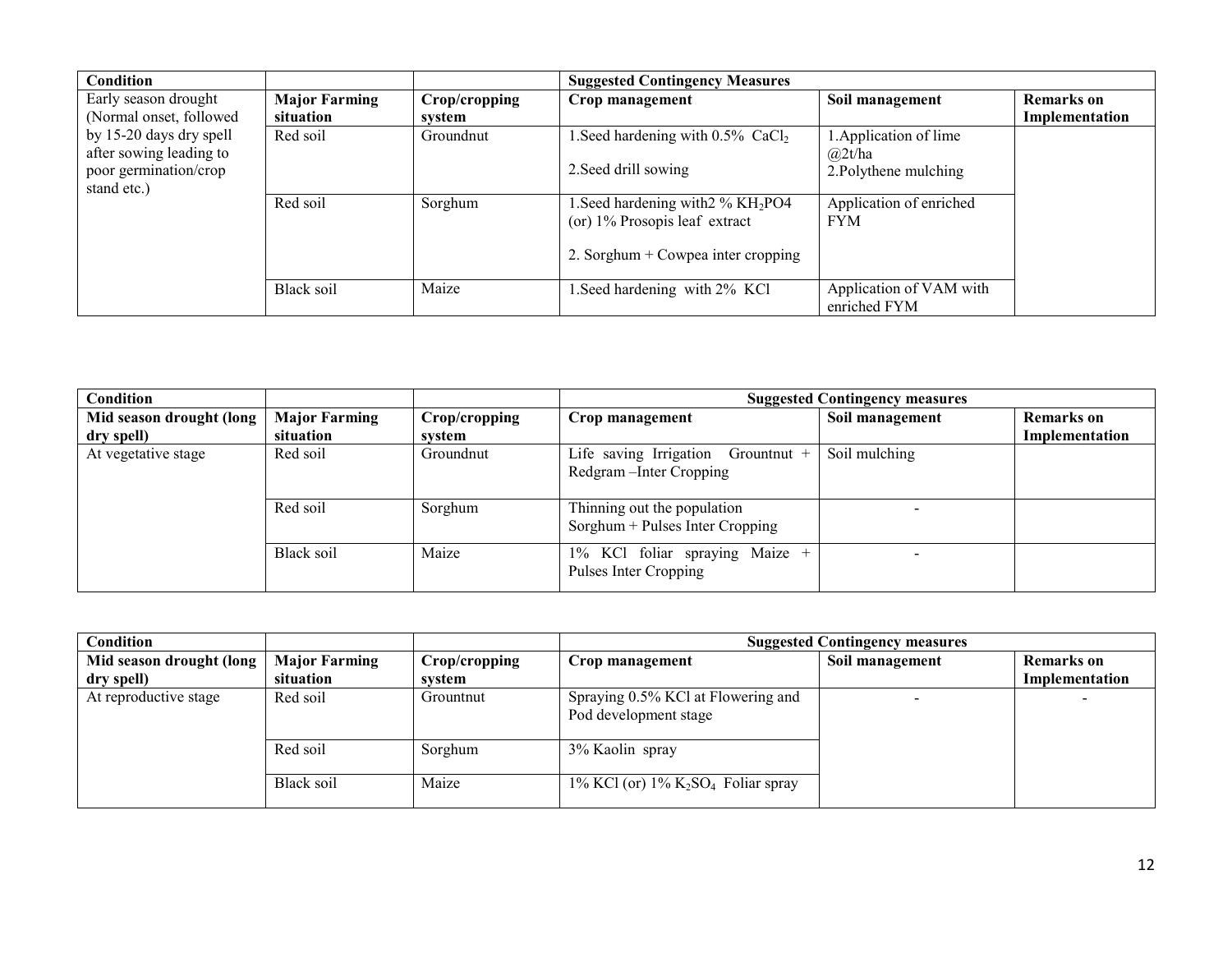| Condition | | | Suggested Contingency Measures | | |
|---|---|---|---|---|---|
| Early season drought (Normal onset, followed by 15-20 days dry spell after sowing leading to poor germination/crop stand etc.) | **Major Farming situation** | **Crop/cropping system** | **Crop management** | **Soil management** | **Remarks on Implementation** |
| | Red soil | Groundnut | 1.Seed hardening with 0.5% $CaCl_2$<br><br>2.Seed drill sowing | 1.Application of lime @2t/ha<br>2.Polythene mulching | |
| | Red soil | Sorghum | 1.Seed hardening with2 % $KH_2PO4$ (or) 1% Prosopis leaf extract<br><br>2. Sorghum + Cowpea inter cropping | Application of enriched FYM | |
| | Black soil | Maize | 1.Seed hardening with 2% KCl | Application of VAM with enriched FYM | |

| Condition | | | Suggested Contingency measures | | |
|---|---|---|---|---|---|
| **Mid season drought (long dry spell)** | **Major Farming situation** | **Crop/cropping system** | **Crop management** | **Soil management** | **Remarks on Implementation** |
| At vegetative stage | Red soil | Groundnut | Life saving Irrigation Grountnut + Redgram –Inter Cropping | Soil mulching | |
| | Red soil | Sorghum | Thinning out the population<br>Sorghum + Pulses Inter Cropping | - | |
| | Black soil | Maize | 1% KCl foliar spraying Maize + Pulses Inter Cropping | - | |

| Condition | | | Suggested Contingency measures | | |
|---|---|---|---|---|---|
| **Mid season drought (long dry spell)** | **Major Farming situation** | **Crop/cropping system** | **Crop management** | **Soil management** | **Remarks on Implementation** |
| At reproductive stage | Red soil | Grountnut | Spraying 0.5% KCl at Flowering and Pod development stage | - | - |
| | Red soil | Sorghum | 3% Kaolin spray | | |
| | Black soil | Maize | 1% KCl (or) 1% $K_2SO_4$ Foliar spray | | |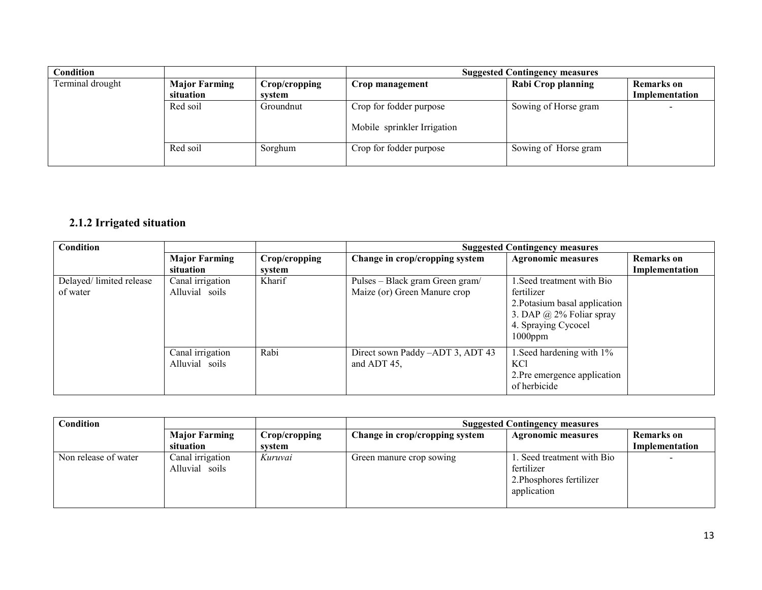| Condition | | | Suggested Contingency measures | | |
|---|---|---|---|---|---|
| Terminal drought | **Major Farming situation** | **Crop/cropping system** | **Crop management** | **Rabi Crop planning** | **Remarks on Implementation** |
| | Red soil | Groundnut | Crop for fodder purpose<br><br>Mobile sprinkler Irrigation | Sowing of Horse gram | - |
| | Red soil | Sorghum | Crop for fodder purpose | Sowing of Horse gram | |

## 2.1.2 Irrigated situation

| Condition | | | Suggested Contingency measures | | |
|---|---|---|---|---|---|
| | **Major Farming situation** | **Crop/cropping system** | **Change in crop/cropping system** | **Agronomic measures** | **Remarks on Implementation** |
| Delayed/ limited release of water | Canal irrigation Alluvial soils | Kharif | Pulses – Black gram Green gram/ Maize (or) Green Manure crop | 1.Seed treatment with Bio fertilizer<br>2.Potasium basal application<br>3. DAP @ 2% Foliar spray<br>4. Spraying Cycocel 1000ppm | |
| | Canal irrigation Alluvial soils | Rabi | Direct sown Paddy –ADT 3, ADT 43 and ADT 45, | 1.Seed hardening with 1% KCl<br>2.Pre emergence application of herbicide | |

| Condition | | | Suggested Contingency measures | | |
|---|---|---|---|---|---|
| | **Major Farming situation** | **Crop/cropping system** | **Change in crop/cropping system** | **Agronomic measures** | **Remarks on Implementation** |
| Non release of water | Canal irrigation Alluvial soils | *Kuruvai* | Green manure crop sowing | 1. Seed treatment with Bio fertilizer<br>2.Phosphores fertilizer application | - |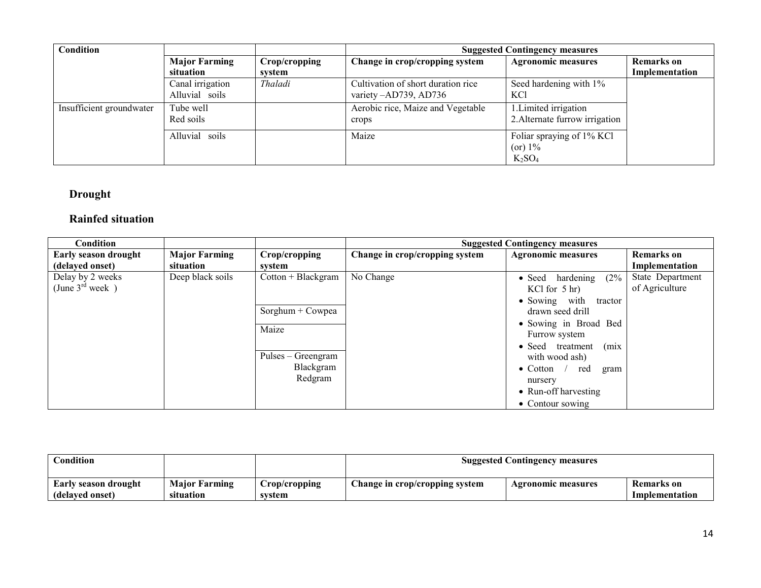| Condition | | | Suggested Contingency measures | | |
|---|---|---|---|---|---|
| | Major Farming situation | Crop/cropping system | Change in crop/cropping system | Agronomic measures | Remarks on Implementation |
| | Canal irrigation Alluvial soils | *Thaladi* | Cultivation of short duration rice variety –AD739, AD736 | Seed hardening with 1% KCl | |
| Insufficient groundwater | Tube well Red soils | | Aerobic rice, Maize and Vegetable crops | 1.Limited irrigation 2.Alternate furrow irrigation | |
| | Alluvial soils | | Maize | Foliar spraying of 1% KCl (or) 1% $K_2SO_4$ | |

## Drought

## Rainfed situation

| Condition | | | Suggested Contingency measures | | |
|---|---|---|---|---|---|
| **Early season drought (delayed onset)** | **Major Farming situation** | **Crop/cropping system** | **Change in crop/cropping system** | **Agronomic measures** | **Remarks on Implementation** |
| Delay by 2 weeks (June 3rd week ) | Deep black soils | Cotton + Blackgram | No Change | • Seed hardening (2% KCl for 5 hr) • Sowing with tractor drawn seed drill • Sowing in Broad Bed Furrow system • Seed treatment (mix with wood ash) • Cotton / red gram nursery • Run-off harvesting • Contour sowing | State Department of Agriculture |
| | | Sorghum + Cowpea | | | |
| | | Maize | | | |
| | | Pulses – Greengram Blackgram Redgram | | | |

| Condition | | | Suggested Contingency measures | | |
|---|---|---|---|---|---|
| **Early season drought (delayed onset)** | **Major Farming situation** | **Crop/cropping system** | **Change in crop/cropping system** | **Agronomic measures** | **Remarks on Implementation** |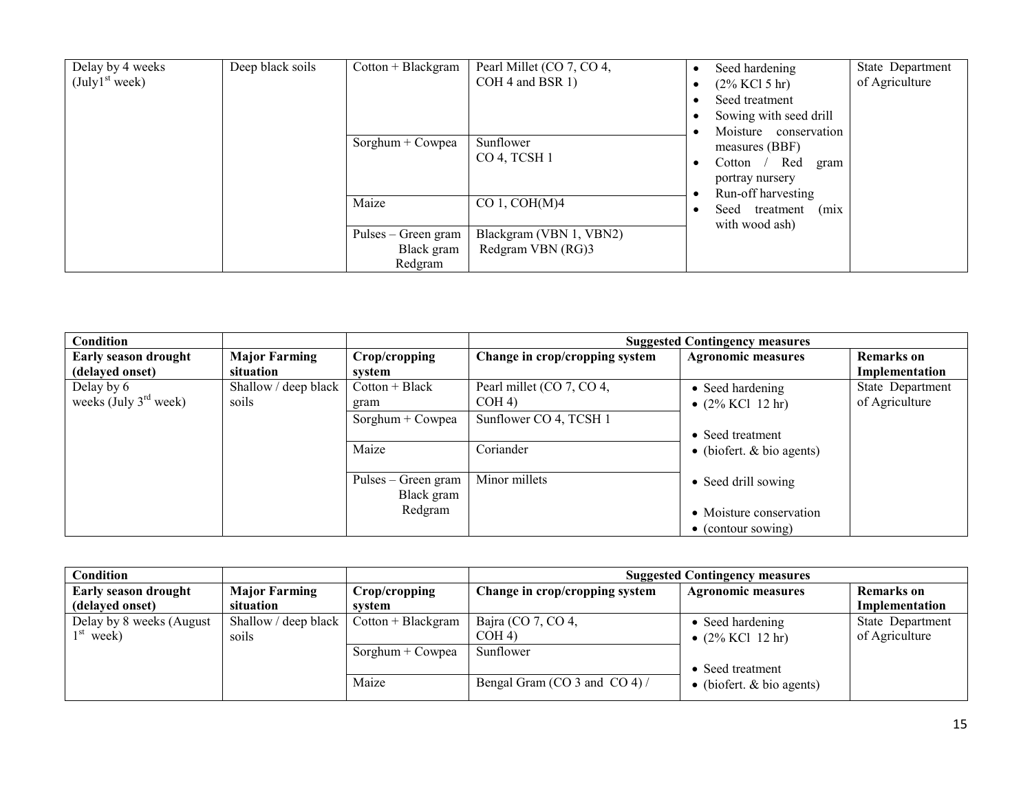| Delay by 4 weeks (July1st week) | Deep black soils | Cotton + Blackgram | Pearl Millet (CO 7, CO 4, COH 4 and BSR 1) | • Seed hardening<br>• (2% KCl 5 hr)<br>• Seed treatment<br>• Sowing with seed drill<br>• Moisture conservation measures (BBF)<br>• Cotton / Red gram portray nursery<br>• Run-off harvesting<br>• Seed treatment (mix with wood ash) | State Department of Agriculture |
|---|---|---|---|---|---|
| | | Sorghum + Cowpea | Sunflower CO 4, TCSH 1 | | |
| | | Maize | CO 1, COH(M)4 | | |
| | | Pulses – Green gram Black gram Redgram | Blackgram (VBN 1, VBN2) Redgram VBN (RG)3 | | |

| Condition | | | Suggested Contingency measures | | |
|---|---|---|---|---|---|
| **Early season drought (delayed onset)** | **Major Farming situation** | **Crop/cropping system** | **Change in crop/cropping system** | **Agronomic measures** | **Remarks on Implementation** |
| Delay by 6 weeks (July 3rd week) | Shallow / deep black soils | Cotton + Black gram | Pearl millet (CO 7, CO 4, COH 4) | • Seed hardening<br>• (2% KCl 12 hr)<br>• Seed treatment<br>• (biofert. & bio agents)<br>• Seed drill sowing<br>• Moisture conservation<br>• (contour sowing) | State Department of Agriculture |
| | | Sorghum + Cowpea | Sunflower CO 4, TCSH 1 | | |
| | | Maize | Coriander | | |
| | | Pulses – Green gram Black gram Redgram | Minor millets | | |

| Condition | | | Suggested Contingency measures | | |
|---|---|---|---|---|---|
| **Early season drought (delayed onset)** | **Major Farming situation** | **Crop/cropping system** | **Change in crop/cropping system** | **Agronomic measures** | **Remarks on Implementation** |
| Delay by 8 weeks (August 1st week) | Shallow / deep black soils | Cotton + Blackgram | Bajra (CO 7, CO 4, COH 4) | • Seed hardening<br>• (2% KCl 12 hr)<br>• Seed treatment<br>• (biofert. & bio agents) | State Department of Agriculture |
| | | Sorghum + Cowpea | Sunflower | | |
| | | Maize | Bengal Gram (CO 3 and CO 4) / | | |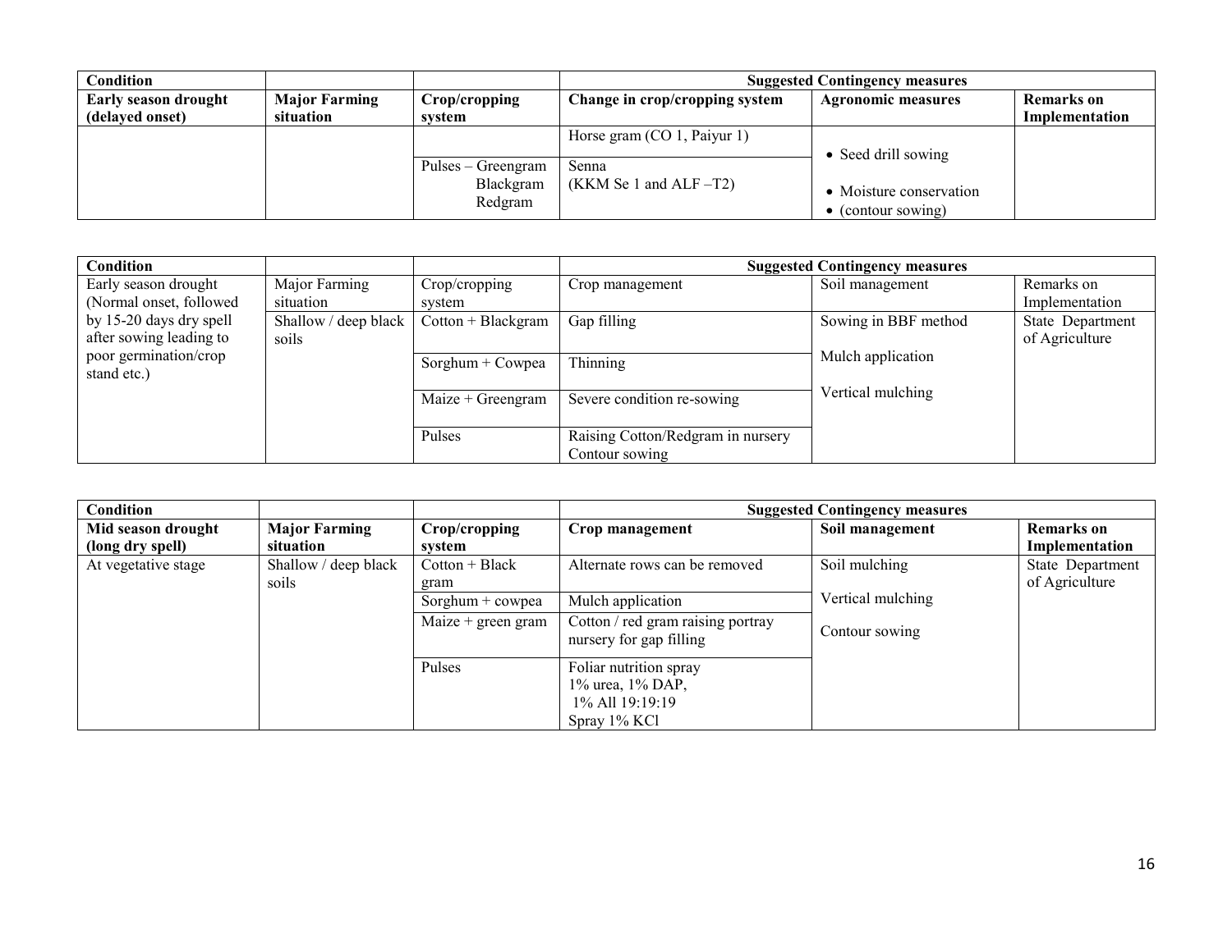| Condition | | | Suggested Contingency measures | | |
|---|---|---|---|---|---|
| **Early season drought (delayed onset)** | **Major Farming situation** | **Crop/cropping system** | **Change in crop/cropping system** | **Agronomic measures** | **Remarks on Implementation** |
| | | | Horse gram (CO 1, Paiyur 1) | • Seed drill sowing<br>• Moisture conservation<br>• (contour sowing) | |
| | | Pulses – Greengram Blackgram Redgram | Senna (KKM Se 1 and ALF –T2) | | |

| Condition | | | Suggested Contingency measures | | |
|---|---|---|---|---|---|
| Early season drought (Normal onset, followed by 15-20 days dry spell after sowing leading to poor germination/crop stand etc.) | Major Farming situation | Crop/cropping system | Crop management | Soil management | Remarks on Implementation |
| | Shallow / deep black soils | Cotton + Blackgram | Gap filling | Sowing in BBF method<br>Mulch application<br>Vertical mulching | State Department of Agriculture |
| | | Sorghum + Cowpea | Thinning | | |
| | | Maize + Greengram | Severe condition re-sowing | | |
| | | Pulses | Raising Cotton/Redgram in nursery<br>Contour sowing | | |

| Condition | | | Suggested Contingency measures | | |
|---|---|---|---|---|---|
| **Mid season drought (long dry spell)** | **Major Farming situation** | **Crop/cropping system** | **Crop management** | **Soil management** | **Remarks on Implementation** |
| At vegetative stage | Shallow / deep black soils | Cotton + Black gram | Alternate rows can be removed | Soil mulching<br>Vertical mulching<br>Contour sowing | State Department of Agriculture |
| | | Sorghum + cowpea | Mulch application | | |
| | | Maize + green gram | Cotton / red gram raising portray nursery for gap filling | | |
| | | Pulses | Foliar nutrition spray<br>1% urea, 1% DAP,<br>1% All 19:19:19<br>Spray 1% KCl | | |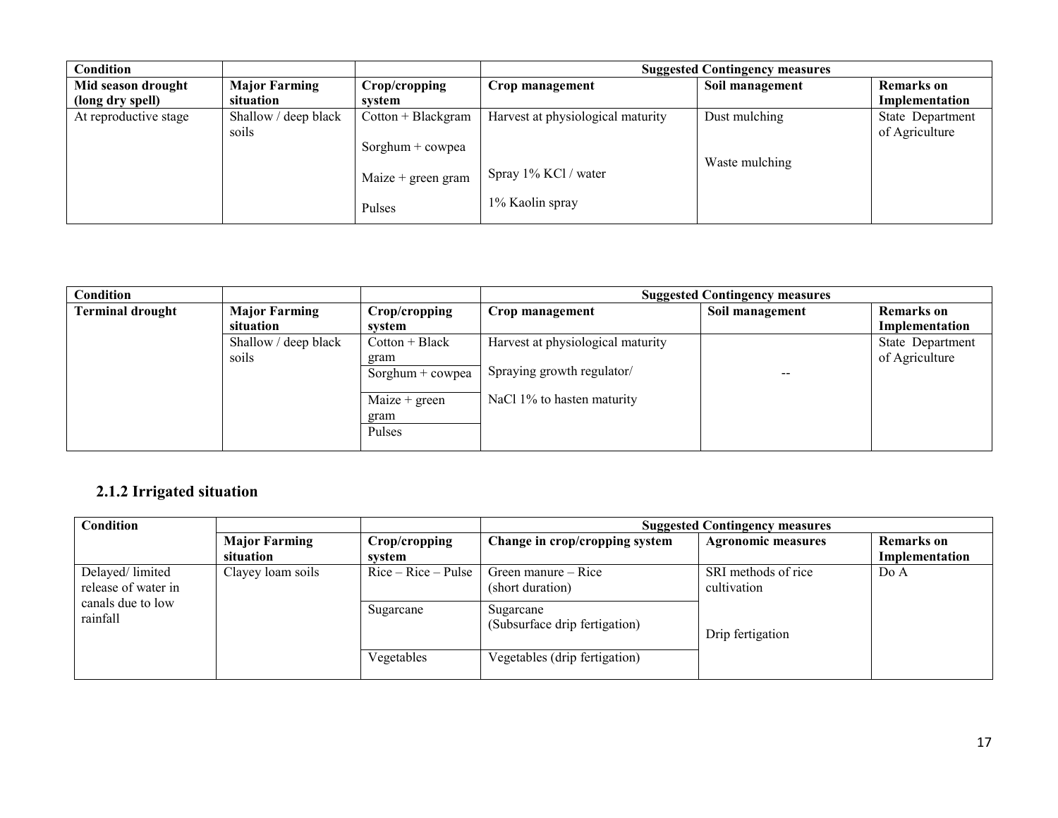| Condition | | | Suggested Contingency measures | | |
|---|---|---|---|---|---|
| **Mid season drought (long dry spell)** | **Major Farming situation** | **Crop/cropping system** | **Crop management** | **Soil management** | **Remarks on Implementation** |
| At reproductive stage | Shallow / deep black soils | Cotton + Blackgram<br><br>Sorghum + cowpea<br><br>Maize + green gram<br><br>Pulses | Harvest at physiological maturity<br><br>Spray 1% KCl / water<br><br>1% Kaolin spray | Dust mulching<br><br>Waste mulching | State Department of Agriculture |

| Condition | | | Suggested Contingency measures | | |
|---|---|---|---|---|---|
| **Terminal drought** | **Major Farming situation** | **Crop/cropping system** | **Crop management** | **Soil management** | **Remarks on Implementation** |
| | Shallow / deep black soils | Cotton + Black gram | Harvest at physiological maturity<br><br>Spraying growth regulator/<br><br>NaCl 1% to hasten maturity | -- | State Department of Agriculture |
| | | Sorghum + cowpea | | | |
| | | Maize + green gram | | | |
| | | Pulses | | | |

### 2.1.2 Irrigated situation

| Condition | | | Suggested Contingency measures | | |
|---|---|---|---|---|---|
| | **Major Farming situation** | **Crop/cropping system** | **Change in crop/cropping system** | **Agronomic measures** | **Remarks on Implementation** |
| Delayed/ limited release of water in canals due to low rainfall | Clayey loam soils | Rice – Rice – Pulse | Green manure – Rice (short duration) | SRI methods of rice cultivation | Do A |
| | | Sugarcane | Sugarcane (Subsurface drip fertigation) | Drip fertigation | |
| | | Vegetables | Vegetables (drip fertigation) | | |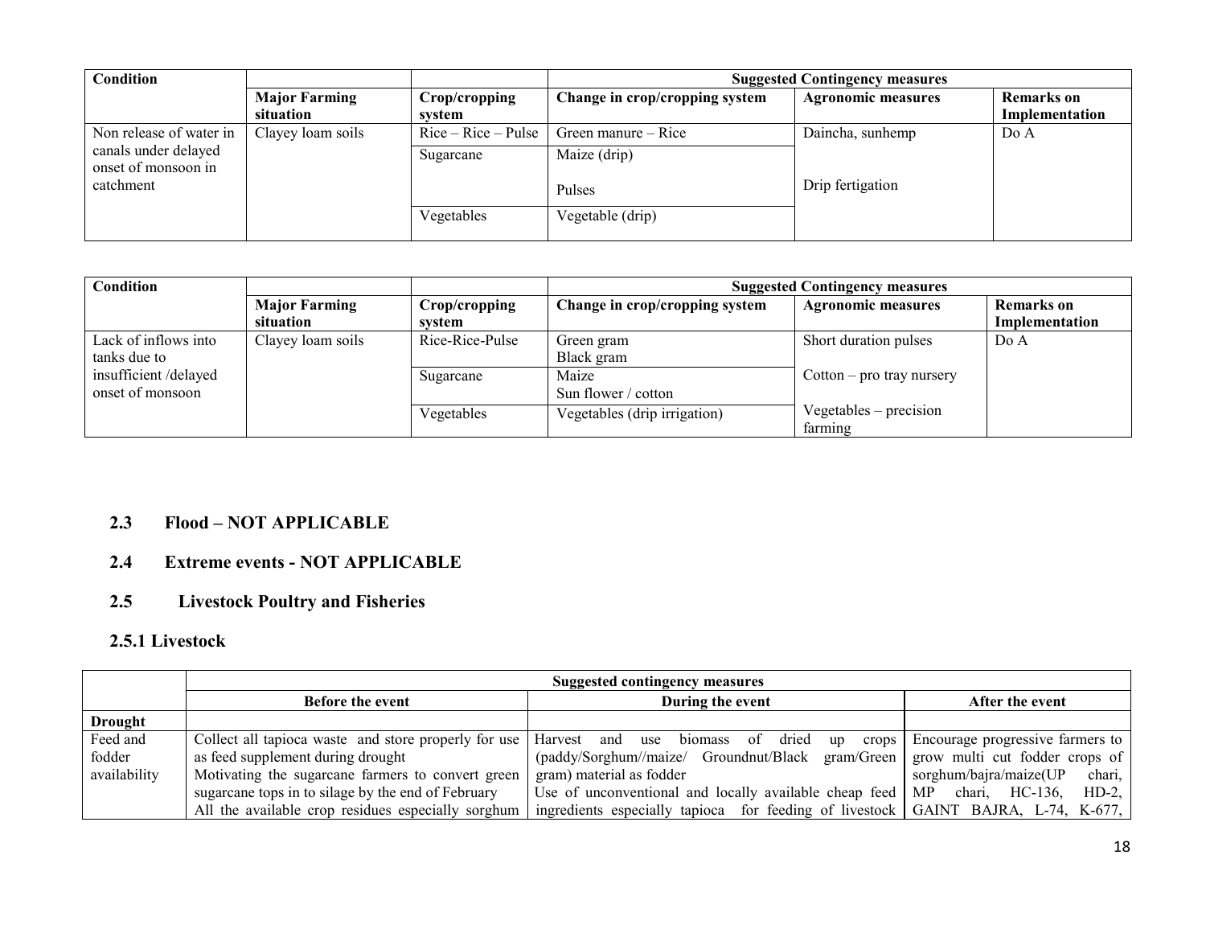| Condition | | | Suggested Contingency measures | | |
|---|---|---|---|---|---|
| | Major Farming situation | Crop/cropping system | Change in crop/cropping system | Agronomic measures | Remarks on Implementation |
| Non release of water in canals under delayed onset of monsoon in catchment | Clayey loam soils | Rice – Rice – Pulse | Green manure – Rice | Daincha, sunhemp | Do A |
| | | Sugarcane | Maize (drip)<br><br>Pulses | Drip fertigation | |
| | | Vegetables | Vegetable (drip) | | |

| Condition | | | Suggested Contingency measures | | |
|---|---|---|---|---|---|
| | Major Farming situation | Crop/cropping system | Change in crop/cropping system | Agronomic measures | Remarks on Implementation |
| Lack of inflows into tanks due to insufficient /delayed onset of monsoon | Clayey loam soils | Rice-Rice-Pulse | Green gram<br>Black gram | Short duration pulses | Do A |
| | | Sugarcane | Maize<br>Sun flower / cotton | Cotton – pro tray nursery | |
| | | Vegetables | Vegetables (drip irrigation) | Vegetables – precision farming | |

## 2.3 Flood – NOT APPLICABLE

## 2.4 Extreme events - NOT APPLICABLE

## 2.5 Livestock Poultry and Fisheries

### 2.5.1 Livestock

| | Suggested contingency measures | | |
|---|---|---|---|
| | Before the event | During the event | After the event |
| **Drought** | | | |
| Feed and fodder availability | Collect all tapioca waste and store properly for use as feed supplement during drought<br>Motivating the sugarcane farmers to convert green sugarcane tops in to silage by the end of February<br>All the available crop residues especially sorghum | Harvest and use biomass of dried up crops (paddy/Sorghum//maize/ Groundnut/Black gram/Green gram) material as fodder<br>Use of unconventional and locally available cheap feed ingredients especially tapioca for feeding of livestock | Encourage progressive farmers to grow multi cut fodder crops of sorghum/bajra/maize(UP chari, MP chari, HC-136, HD-2, GAINT BAJRA, L-74, K-677, |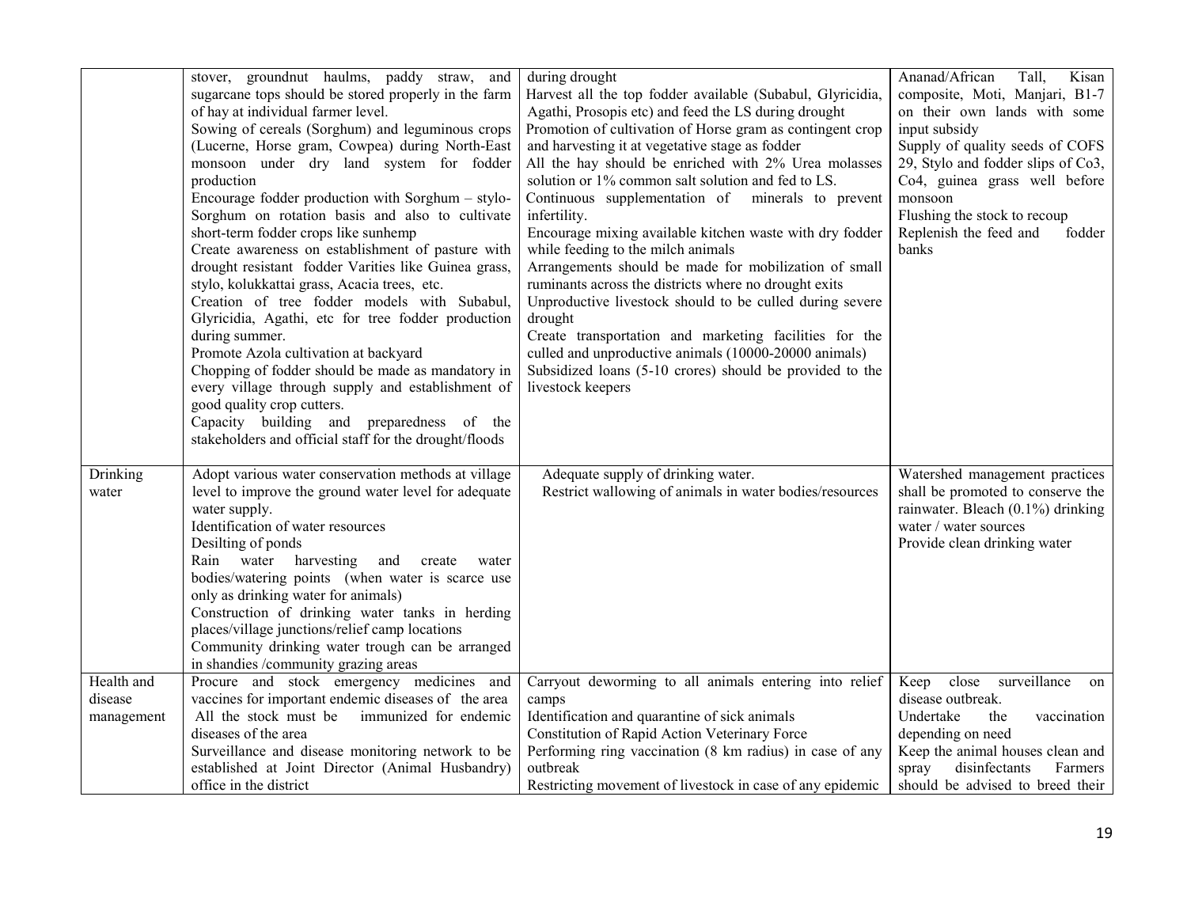| | | | |
|---|---|---|---|
| | stover, groundnut haulms, paddy straw, and sugarcane tops should be stored properly in the farm of hay at individual farmer level.<br>Sowing of cereals (Sorghum) and leguminous crops (Lucerne, Horse gram, Cowpea) during North-East monsoon under dry land system for fodder production<br>Encourage fodder production with Sorghum – stylo- Sorghum on rotation basis and also to cultivate short-term fodder crops like sunhemp<br>Create awareness on establishment of pasture with drought resistant fodder Varities like Guinea grass, stylo, kolukkattai grass, Acacia trees, etc.<br>Creation of tree fodder models with Subabul, Glyricidia, Agathi, etc for tree fodder production during summer.<br>Promote Azola cultivation at backyard<br>Chopping of fodder should be made as mandatory in every village through supply and establishment of good quality crop cutters.<br>Capacity building and preparedness of the stakeholders and official staff for the drought/floods | during drought<br>Harvest all the top fodder available (Subabul, Glyricidia, Agathi, Prosopis etc) and feed the LS during drought<br>Promotion of cultivation of Horse gram as contingent crop and harvesting it at vegetative stage as fodder<br>All the hay should be enriched with 2% Urea molasses solution or 1% common salt solution and fed to LS.<br>Continuous supplementation of minerals to prevent infertility.<br>Encourage mixing available kitchen waste with dry fodder while feeding to the milch animals<br>Arrangements should be made for mobilization of small ruminants across the districts where no drought exits<br>Unproductive livestock should to be culled during severe drought<br>Create transportation and marketing facilities for the culled and unproductive animals (10000-20000 animals)<br>Subsidized loans (5-10 crores) should be provided to the livestock keepers | Ananad/African Tall, Kisan composite, Moti, Manjari, B1-7 on their own lands with some input subsidy<br>Supply of quality seeds of COFS 29, Stylo and fodder slips of Co3, Co4, guinea grass well before monsoon<br>Flushing the stock to recoup<br>Replenish the feed and fodder banks |
| Drinking water | Adopt various water conservation methods at village level to improve the ground water level for adequate water supply.<br>Identification of water resources<br>Desilting of ponds<br>Rain water harvesting and create water bodies/watering points (when water is scarce use only as drinking water for animals)<br>Construction of drinking water tanks in herding places/village junctions/relief camp locations<br>Community drinking water trough can be arranged in shandies /community grazing areas | Adequate supply of drinking water.<br>Restrict wallowing of animals in water bodies/resources | Watershed management practices shall be promoted to conserve the rainwater. Bleach (0.1%) drinking water / water sources<br>Provide clean drinking water |
| Health and disease management | Procure and stock emergency medicines and vaccines for important endemic diseases of the area<br>All the stock must be immunized for endemic diseases of the area<br>Surveillance and disease monitoring network to be established at Joint Director (Animal Husbandry) office in the district | Carryout deworming to all animals entering into relief camps<br>Identification and quarantine of sick animals<br>Constitution of Rapid Action Veterinary Force<br>Performing ring vaccination (8 km radius) in case of any outbreak<br>Restricting movement of livestock in case of any epidemic | Keep close surveillance on disease outbreak.<br>Undertake the vaccination depending on need<br>Keep the animal houses clean and spray disinfectants Farmers should be advised to breed their |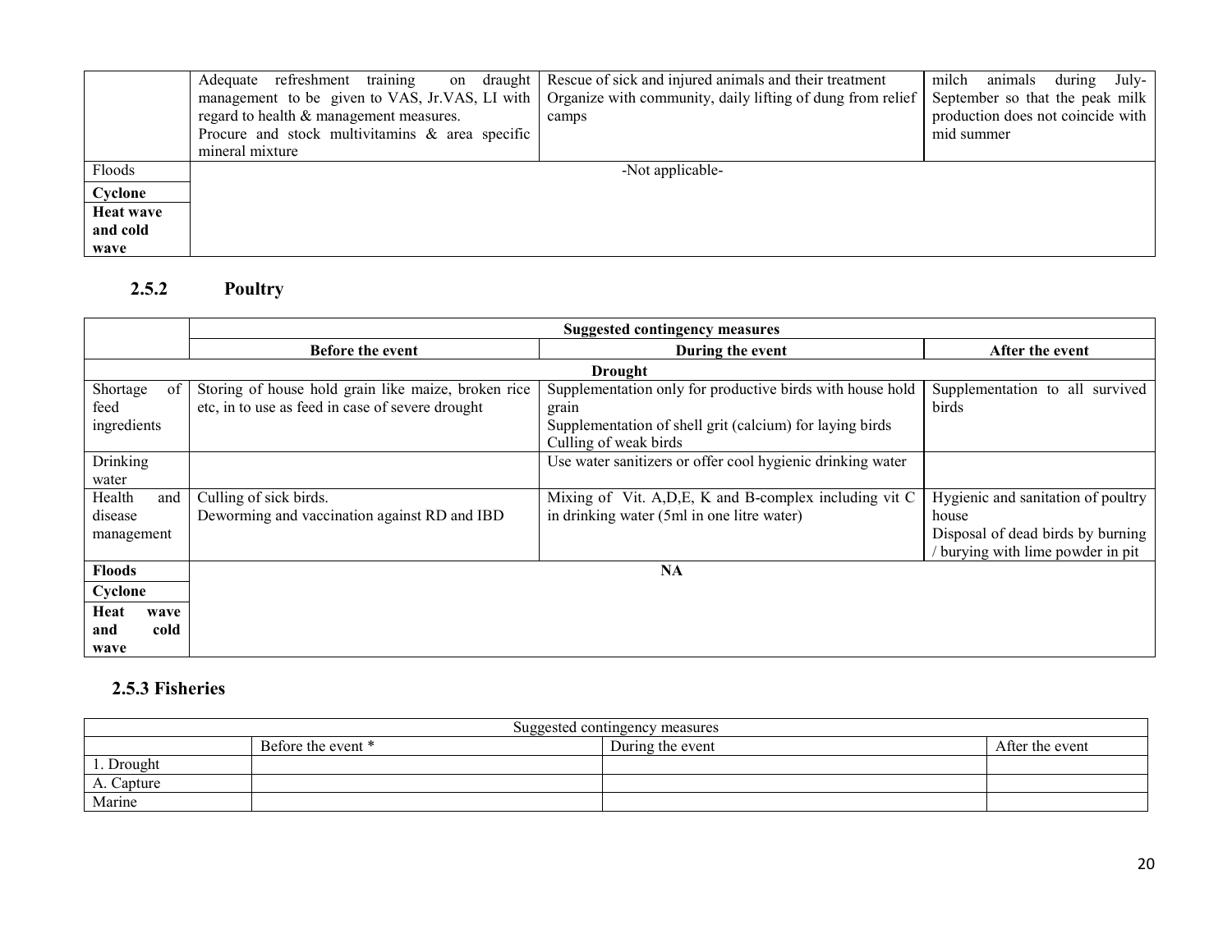|  |  |  |  |
|---|---|---|---|
|  | Adequate refreshment training on draught management to be given to VAS, Jr.VAS, LI with regard to health & management measures.<br>Procure and stock multivitamins & area specific mineral mixture | Rescue of sick and injured animals and their treatment<br>Organize with community, daily lifting of dung from relief camps | milch animals during July-September so that the peak milk production does not coincide with mid summer |
| Floods | -Not applicable- | | |
| **Cyclone** | | | |
| **Heat wave and cold wave** | | | |

### 2.5.2 Poultry

|  | Suggested contingency measures | | |
|---|---|---|---|
|  | **Before the event** | **During the event** | **After the event** |
| **Drought** | | | |
| Shortage of feed ingredients | Storing of house hold grain like maize, broken rice etc, in to use as feed in case of severe drought | Supplementation only for productive birds with house hold grain<br>Supplementation of shell grit (calcium) for laying birds<br>Culling of weak birds | Supplementation to all survived birds |
| Drinking water |  | Use water sanitizers or offer cool hygienic drinking water |  |
| Health and disease management | Culling of sick birds.<br>Deworming and vaccination against RD and IBD | Mixing of Vit. A,D,E, K and B-complex including vit C in drinking water (5ml in one litre water) | Hygienic and sanitation of poultry house<br>Disposal of dead birds by burning / burying with lime powder in pit |
| **Floods** | **NA** | | |
| **Cyclone** | | | |
| **Heat wave and cold wave** | | | |

### 2.5.3 Fisheries

| Suggested contingency measures | | | |
|---|---|---|---|
|  | Before the event * | During the event | After the event |
| 1. Drought |  |  |  |
| A. Capture |  |  |  |
| Marine |  |  |  |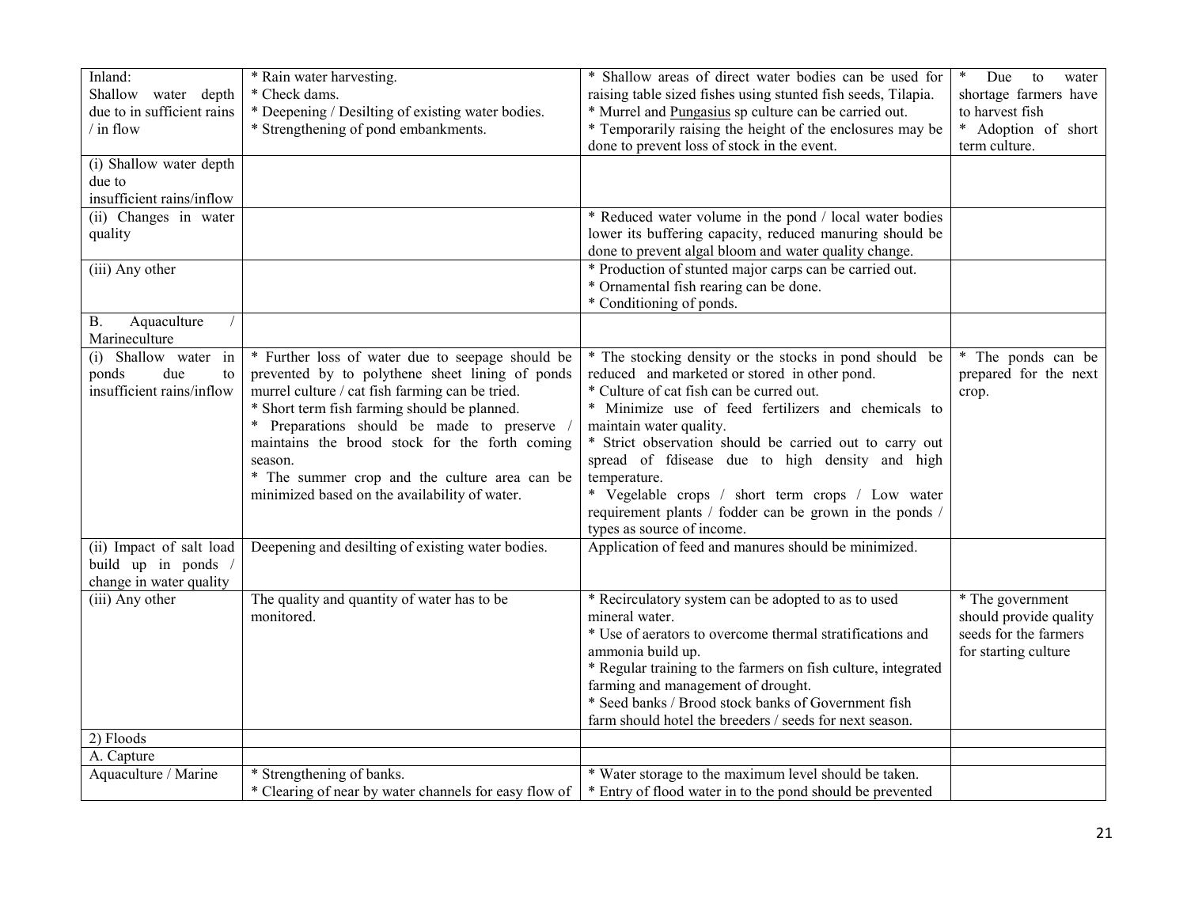| Inland: Shallow water depth due to in sufficient rains / in flow | * Rain water harvesting.<br>* Check dams.<br>* Deepening / Desilting of existing water bodies.<br>* Strengthening of pond embankments. | * Shallow areas of direct water bodies can be used for raising table sized fishes using stunted fish seeds, Tilapia.<br>* Murrel and Pungasius sp culture can be carried out.<br>* Temporarily raising the height of the enclosures may be done to prevent loss of stock in the event. | * Due to water shortage farmers have to harvest fish<br>* Adoption of short term culture. |
|---|---|---|---|
| (i) Shallow water depth due to insufficient rains/inflow | | | |
| (ii) Changes in water quality | | * Reduced water volume in the pond / local water bodies lower its buffering capacity, reduced manuring should be done to prevent algal bloom and water quality change. | |
| (iii) Any other | | * Production of stunted major carps can be carried out.<br>* Ornamental fish rearing can be done.<br>* Conditioning of ponds. | |
| B. Aquaculture / Marineculture | | | |
| (i) Shallow water in ponds due to insufficient rains/inflow | * Further loss of water due to seepage should be prevented by to polythene sheet lining of ponds murrel culture / cat fish farming can be tried.<br>* Short term fish farming should be planned.<br>* Preparations should be made to preserve / maintains the brood stock for the forth coming season.<br>* The summer crop and the culture area can be minimized based on the availability of water. | * The stocking density or the stocks in pond should be reduced and marketed or stored in other pond.<br>* Culture of cat fish can be curred out.<br>* Minimize use of feed fertilizers and chemicals to maintain water quality.<br>* Strict observation should be carried out to carry out spread of fdisease due to high density and high temperature.<br>* Vegelable crops / short term crops / Low water requirement plants / fodder can be grown in the ponds / types as source of income. | * The ponds can be prepared for the next crop. |
| (ii) Impact of salt load build up in ponds / change in water quality | Deepening and desilting of existing water bodies. | Application of feed and manures should be minimized. | |
| (iii) Any other | The quality and quantity of water has to be monitored. | * Recirculatory system can be adopted to as to used mineral water.<br>* Use of aerators to overcome thermal stratifications and ammonia build up.<br>* Regular training to the farmers on fish culture, integrated farming and management of drought.<br>* Seed banks / Brood stock banks of Government fish farm should hotel the breeders / seeds for next season. | * The government should provide quality seeds for the farmers for starting culture |
| 2) Floods | | | |
| A. Capture | | | |
| Aquaculture / Marine | * Strengthening of banks.<br>* Clearing of near by water channels for easy flow of | * Water storage to the maximum level should be taken.<br>* Entry of flood water in to the pond should be prevented | |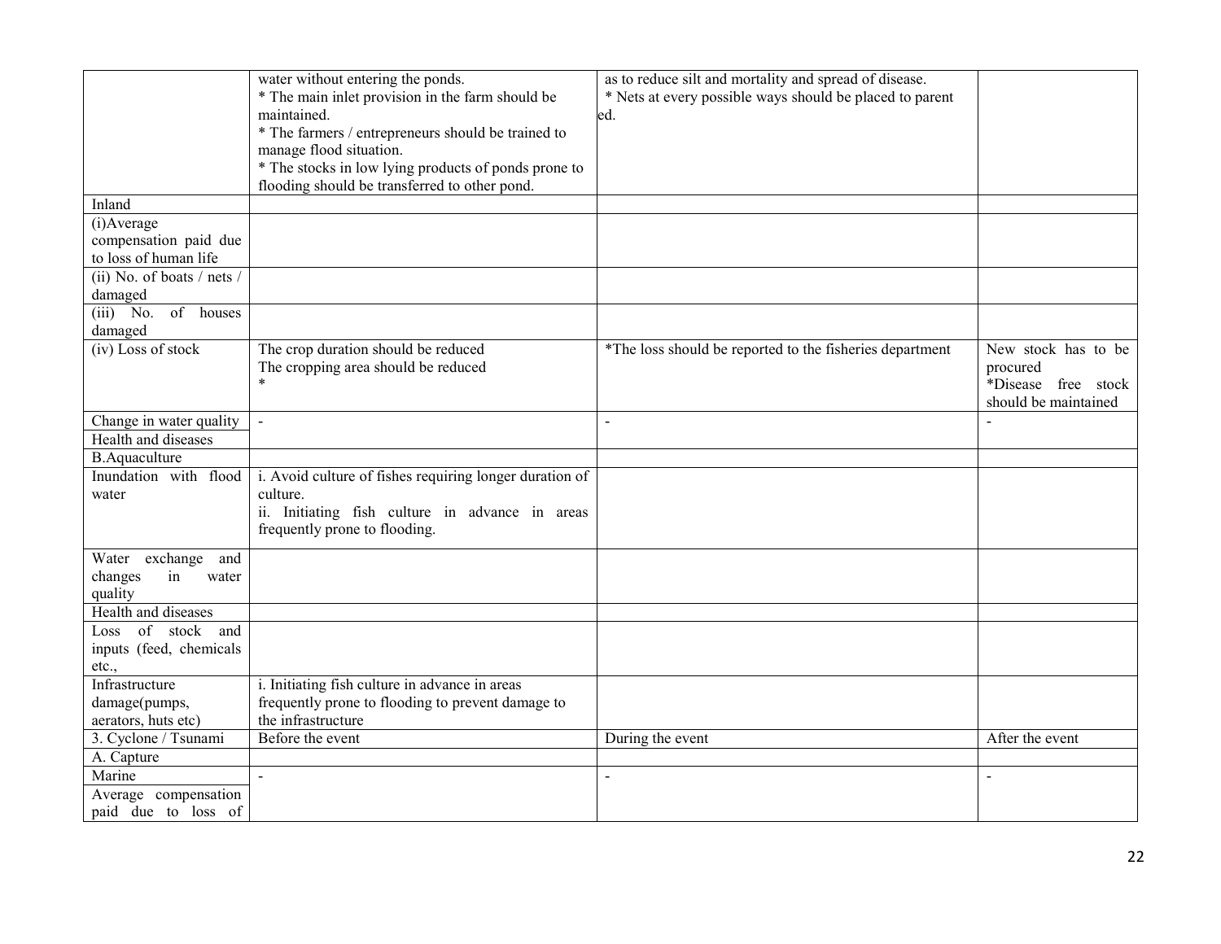| | | | |
|---|---|---|---|
| | water without entering the ponds.<br>* The main inlet provision in the farm should be maintained.<br>* The farmers / entrepreneurs should be trained to manage flood situation.<br>* The stocks in low lying products of ponds prone to flooding should be transferred to other pond. | as to reduce silt and mortality and spread of disease.<br>* Nets at every possible ways should be placed to parent ed. | |
| Inland | | | |
| (i)Average compensation paid due to loss of human life | | | |
| (ii) No. of boats / nets / damaged | | | |
| (iii) No. of houses damaged | | | |
| (iv) Loss of stock | The crop duration should be reduced<br>The cropping area should be reduced<br>* | *The loss should be reported to the fisheries department | New stock has to be procured<br>*Disease free stock should be maintained |
| Change in water quality | - | - | - |
| Health and diseases | | | |
| B.Aquaculture | | | |
| Inundation with flood water | i. Avoid culture of fishes requiring longer duration of culture.<br>ii. Initiating fish culture in advance in areas frequently prone to flooding. | | |
| Water exchange and changes in water quality | | | |
| Health and diseases | | | |
| Loss of stock and inputs (feed, chemicals etc., | | | |
| Infrastructure damage(pumps, aerators, huts etc) | i. Initiating fish culture in advance in areas frequently prone to flooding to prevent damage to the infrastructure | | |
| 3. Cyclone / Tsunami | Before the event | During the event | After the event |
| A. Capture | | | |
| Marine | - | - | - |
| Average compensation paid due to loss of | | | |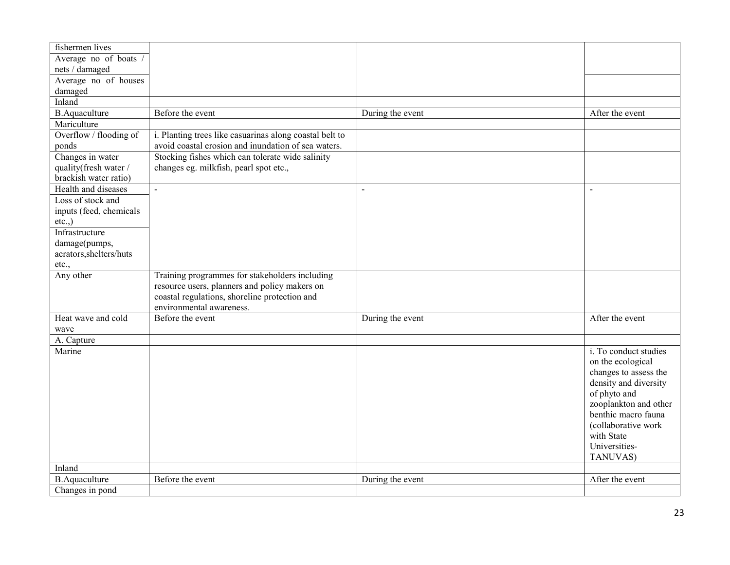| | | | |
|---|---|---|---|
| fishermen lives | | | |
| Average no of boats / nets / damaged | | | |
| Average no of houses damaged | | | |
| Inland | | | |
| B.Aquaculture | Before the event | During the event | After the event |
| Mariculture | | | |
| Overflow / flooding of ponds | i. Planting trees like casuarinas along coastal belt to avoid coastal erosion and inundation of sea waters. | | |
| Changes in water quality(fresh water / brackish water ratio) | Stocking fishes which can tolerate wide salinity changes eg. milkfish, pearl spot etc., | | |
| Health and diseases | - | - | - |
| Loss of stock and inputs (feed, chemicals etc.,) | | | |
| Infrastructure damage(pumps, aerators,shelters/huts etc., | | | |
| Any other | Training programmes for stakeholders including resource users, planners and policy makers on coastal regulations, shoreline protection and environmental awareness. | | |
| Heat wave and cold wave | Before the event | During the event | After the event |
| A. Capture | | | |
| Marine | | | i. To conduct studies on the ecological changes to assess the density and diversity of phyto and zooplankton and other benthic macro fauna (collaborative work with State Universities- TANUVAS) |
| Inland | | | |
| B.Aquaculture | Before the event | During the event | After the event |
| Changes in pond | | | |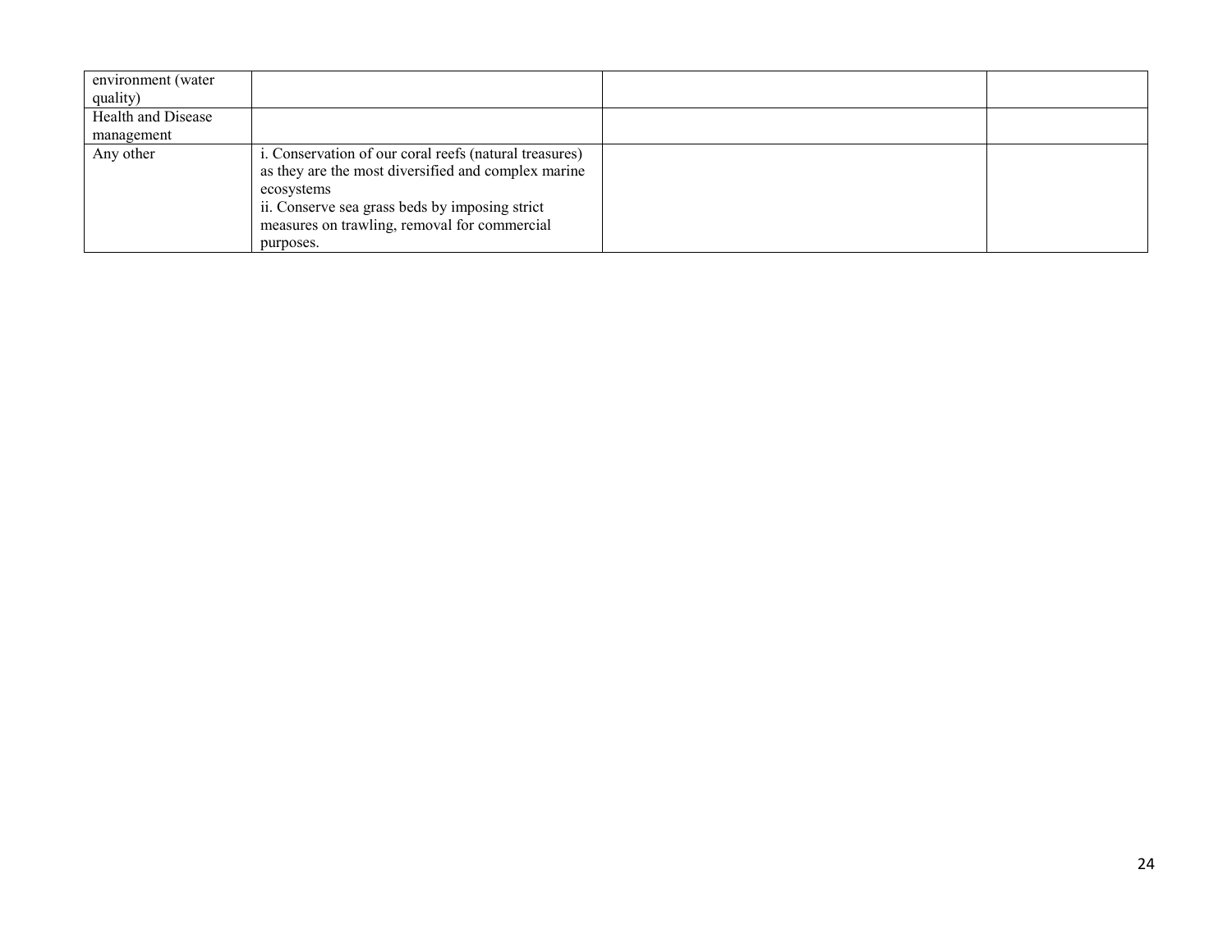| | | | |
|---|---|---|---|
| environment (water quality) | | | |
| Health and Disease management | | | |
| Any other | i. Conservation of our coral reefs (natural treasures) as they are the most diversified and complex marine ecosystems<br>ii. Conserve sea grass beds by imposing strict measures on trawling, removal for commercial purposes. | | |